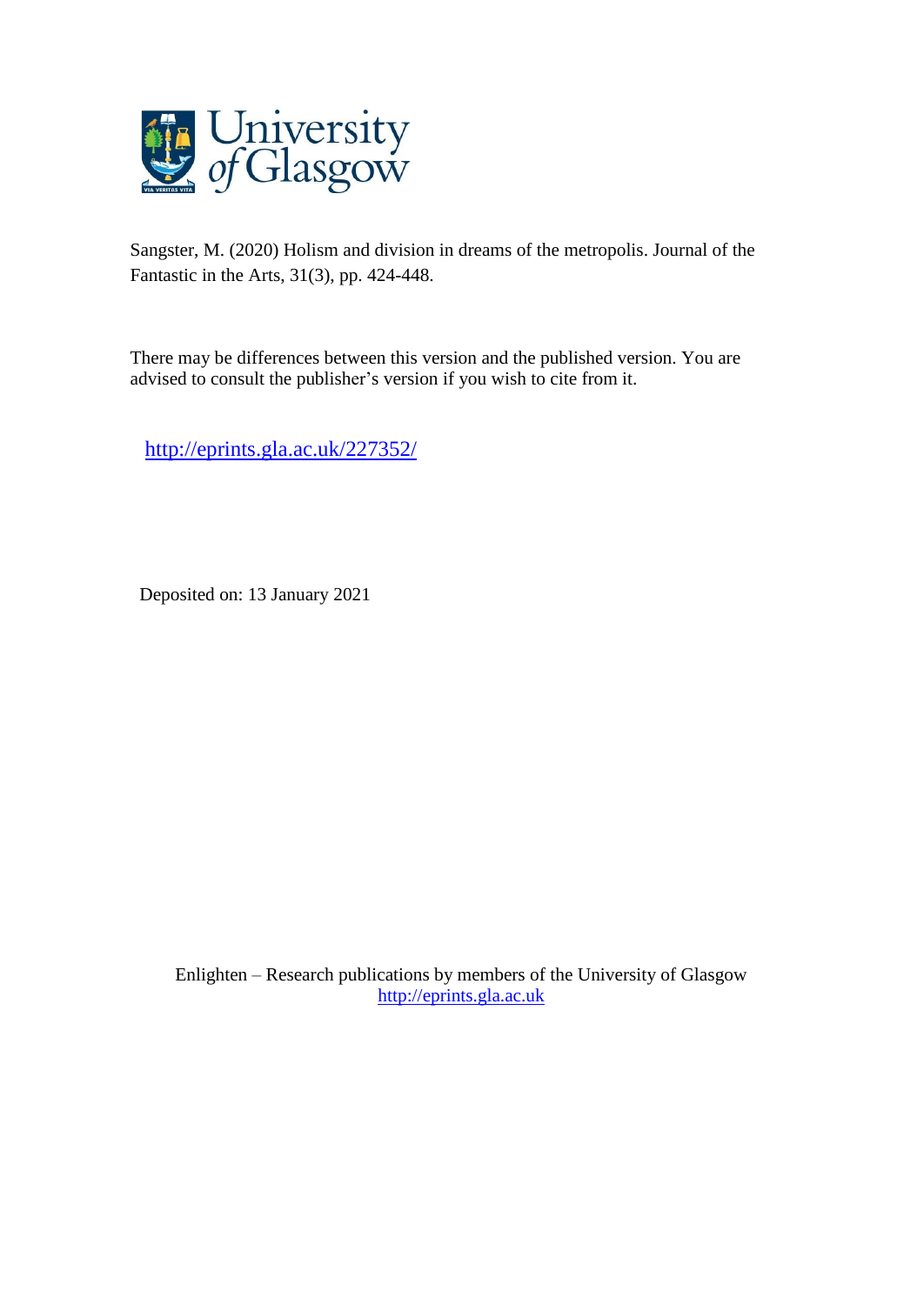Sangster, M. (2020) Holism and division in dreams of the metropolis. Journal of the Fantastic in the Arts, 31(3), pp. 424-448.

There may be differences between this version and the published version. You are advised to consult the publisher's version if you wish to cite from it.

http://eprints.gla.ac.uk/227352/

Deposited on: 13 January 2021

Enlighten – Research publications by members of the University of Glasgow
http://eprints.gla.ac.uk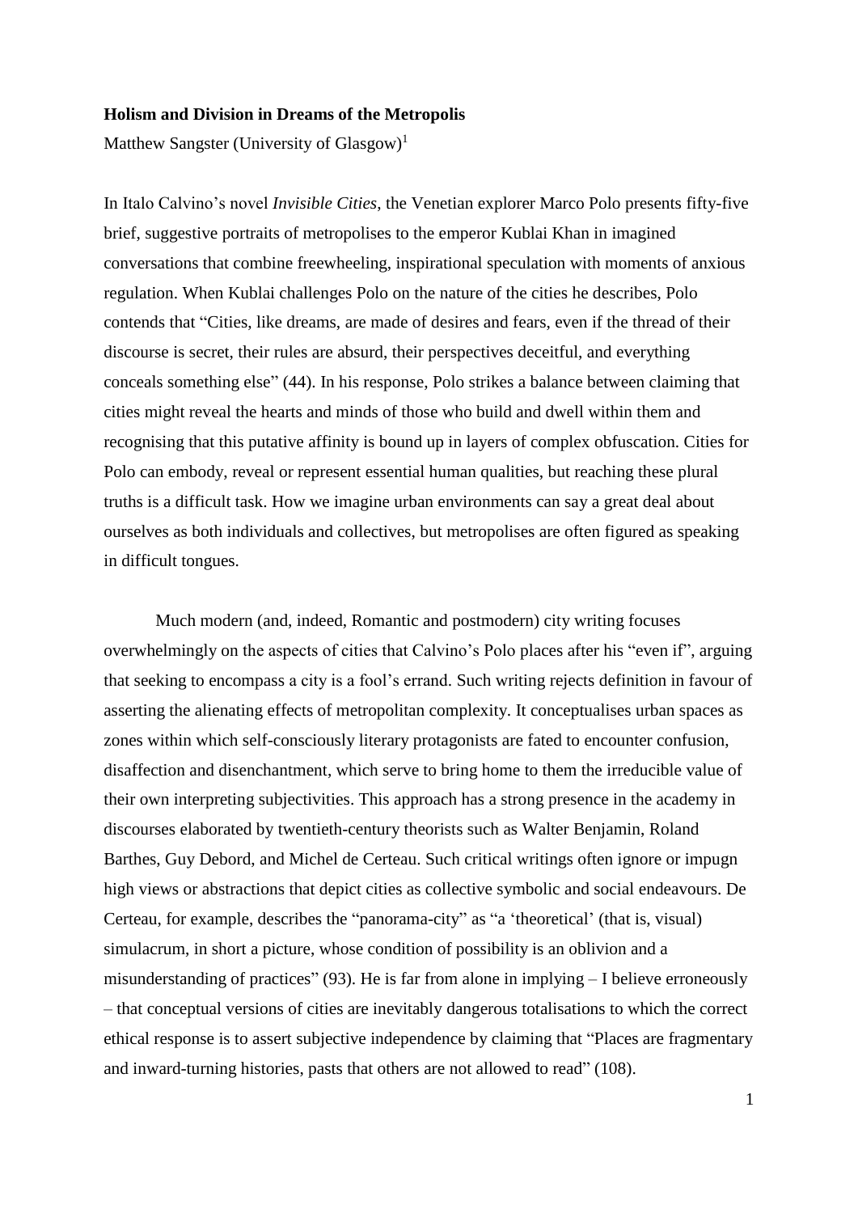**Holism and Division in Dreams of the Metropolis**

Matthew Sangster (University of Glasgow)[1]

In Italo Calvino's novel *Invisible Cities*, the Venetian explorer Marco Polo presents fifty-five brief, suggestive portraits of metropolises to the emperor Kublai Khan in imagined conversations that combine freewheeling, inspirational speculation with moments of anxious regulation. When Kublai challenges Polo on the nature of the cities he describes, Polo contends that "Cities, like dreams, are made of desires and fears, even if the thread of their discourse is secret, their rules are absurd, their perspectives deceitful, and everything conceals something else" (44). In his response, Polo strikes a balance between claiming that cities might reveal the hearts and minds of those who build and dwell within them and recognising that this putative affinity is bound up in layers of complex obfuscation. Cities for Polo can embody, reveal or represent essential human qualities, but reaching these plural truths is a difficult task. How we imagine urban environments can say a great deal about ourselves as both individuals and collectives, but metropolises are often figured as speaking in difficult tongues.

Much modern (and, indeed, Romantic and postmodern) city writing focuses overwhelmingly on the aspects of cities that Calvino's Polo places after his "even if", arguing that seeking to encompass a city is a fool's errand. Such writing rejects definition in favour of asserting the alienating effects of metropolitan complexity. It conceptualises urban spaces as zones within which self-consciously literary protagonists are fated to encounter confusion, disaffection and disenchantment, which serve to bring home to them the irreducible value of their own interpreting subjectivities. This approach has a strong presence in the academy in discourses elaborated by twentieth-century theorists such as Walter Benjamin, Roland Barthes, Guy Debord, and Michel de Certeau. Such critical writings often ignore or impugn high views or abstractions that depict cities as collective symbolic and social endeavours. De Certeau, for example, describes the "panorama-city" as "a 'theoretical' (that is, visual) simulacrum, in short a picture, whose condition of possibility is an oblivion and a misunderstanding of practices" (93). He is far from alone in implying – I believe erroneously – that conceptual versions of cities are inevitably dangerous totalisations to which the correct ethical response is to assert subjective independence by claiming that "Places are fragmentary and inward-turning histories, pasts that others are not allowed to read" (108).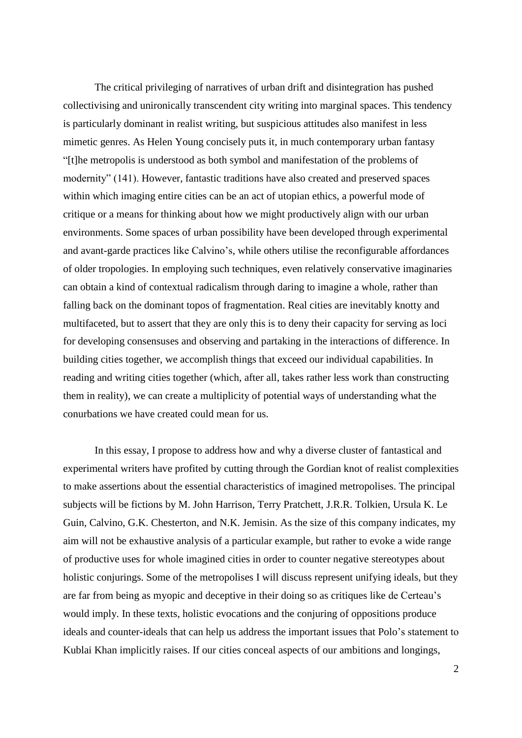The critical privileging of narratives of urban drift and disintegration has pushed collectivising and unironically transcendent city writing into marginal spaces. This tendency is particularly dominant in realist writing, but suspicious attitudes also manifest in less mimetic genres. As Helen Young concisely puts it, in much contemporary urban fantasy "[t]he metropolis is understood as both symbol and manifestation of the problems of modernity" (141). However, fantastic traditions have also created and preserved spaces within which imaging entire cities can be an act of utopian ethics, a powerful mode of critique or a means for thinking about how we might productively align with our urban environments. Some spaces of urban possibility have been developed through experimental and avant-garde practices like Calvino's, while others utilise the reconfigurable affordances of older tropologies. In employing such techniques, even relatively conservative imaginaries can obtain a kind of contextual radicalism through daring to imagine a whole, rather than falling back on the dominant topos of fragmentation. Real cities are inevitably knotty and multifaceted, but to assert that they are only this is to deny their capacity for serving as loci for developing consensuses and observing and partaking in the interactions of difference. In building cities together, we accomplish things that exceed our individual capabilities. In reading and writing cities together (which, after all, takes rather less work than constructing them in reality), we can create a multiplicity of potential ways of understanding what the conurbations we have created could mean for us.

In this essay, I propose to address how and why a diverse cluster of fantastical and experimental writers have profited by cutting through the Gordian knot of realist complexities to make assertions about the essential characteristics of imagined metropolises. The principal subjects will be fictions by M. John Harrison, Terry Pratchett, J.R.R. Tolkien, Ursula K. Le Guin, Calvino, G.K. Chesterton, and N.K. Jemisin. As the size of this company indicates, my aim will not be exhaustive analysis of a particular example, but rather to evoke a wide range of productive uses for whole imagined cities in order to counter negative stereotypes about holistic conjurings. Some of the metropolises I will discuss represent unifying ideals, but they are far from being as myopic and deceptive in their doing so as critiques like de Certeau's would imply. In these texts, holistic evocations and the conjuring of oppositions produce ideals and counter-ideals that can help us address the important issues that Polo's statement to Kublai Khan implicitly raises. If our cities conceal aspects of our ambitions and longings,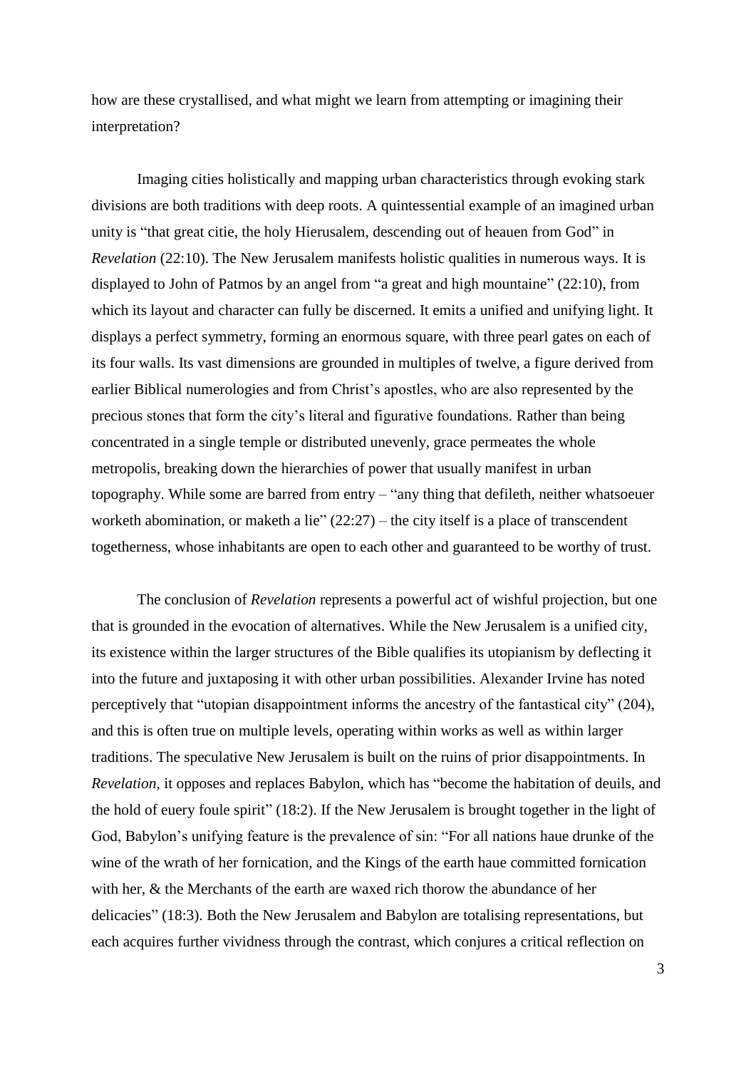how are these crystallised, and what might we learn from attempting or imagining their interpretation?

Imaging cities holistically and mapping urban characteristics through evoking stark divisions are both traditions with deep roots. A quintessential example of an imagined urban unity is "that great citie, the holy Hierusalem, descending out of heauen from God" in *Revelation* (22:10). The New Jerusalem manifests holistic qualities in numerous ways. It is displayed to John of Patmos by an angel from "a great and high mountaine" (22:10), from which its layout and character can fully be discerned. It emits a unified and unifying light. It displays a perfect symmetry, forming an enormous square, with three pearl gates on each of its four walls. Its vast dimensions are grounded in multiples of twelve, a figure derived from earlier Biblical numerologies and from Christ's apostles, who are also represented by the precious stones that form the city's literal and figurative foundations. Rather than being concentrated in a single temple or distributed unevenly, grace permeates the whole metropolis, breaking down the hierarchies of power that usually manifest in urban topography. While some are barred from entry – "any thing that defileth, neither whatsoeuer worketh abomination, or maketh a lie" (22:27) – the city itself is a place of transcendent togetherness, whose inhabitants are open to each other and guaranteed to be worthy of trust.

The conclusion of *Revelation* represents a powerful act of wishful projection, but one that is grounded in the evocation of alternatives. While the New Jerusalem is a unified city, its existence within the larger structures of the Bible qualifies its utopianism by deflecting it into the future and juxtaposing it with other urban possibilities. Alexander Irvine has noted perceptively that "utopian disappointment informs the ancestry of the fantastical city" (204), and this is often true on multiple levels, operating within works as well as within larger traditions. The speculative New Jerusalem is built on the ruins of prior disappointments. In *Revelation*, it opposes and replaces Babylon, which has "become the habitation of deuils, and the hold of euery foule spirit" (18:2). If the New Jerusalem is brought together in the light of God, Babylon's unifying feature is the prevalence of sin: "For all nations haue drunke of the wine of the wrath of her fornication, and the Kings of the earth haue committed fornication with her, & the Merchants of the earth are waxed rich thorow the abundance of her delicacies" (18:3). Both the New Jerusalem and Babylon are totalising representations, but each acquires further vividness through the contrast, which conjures a critical reflection on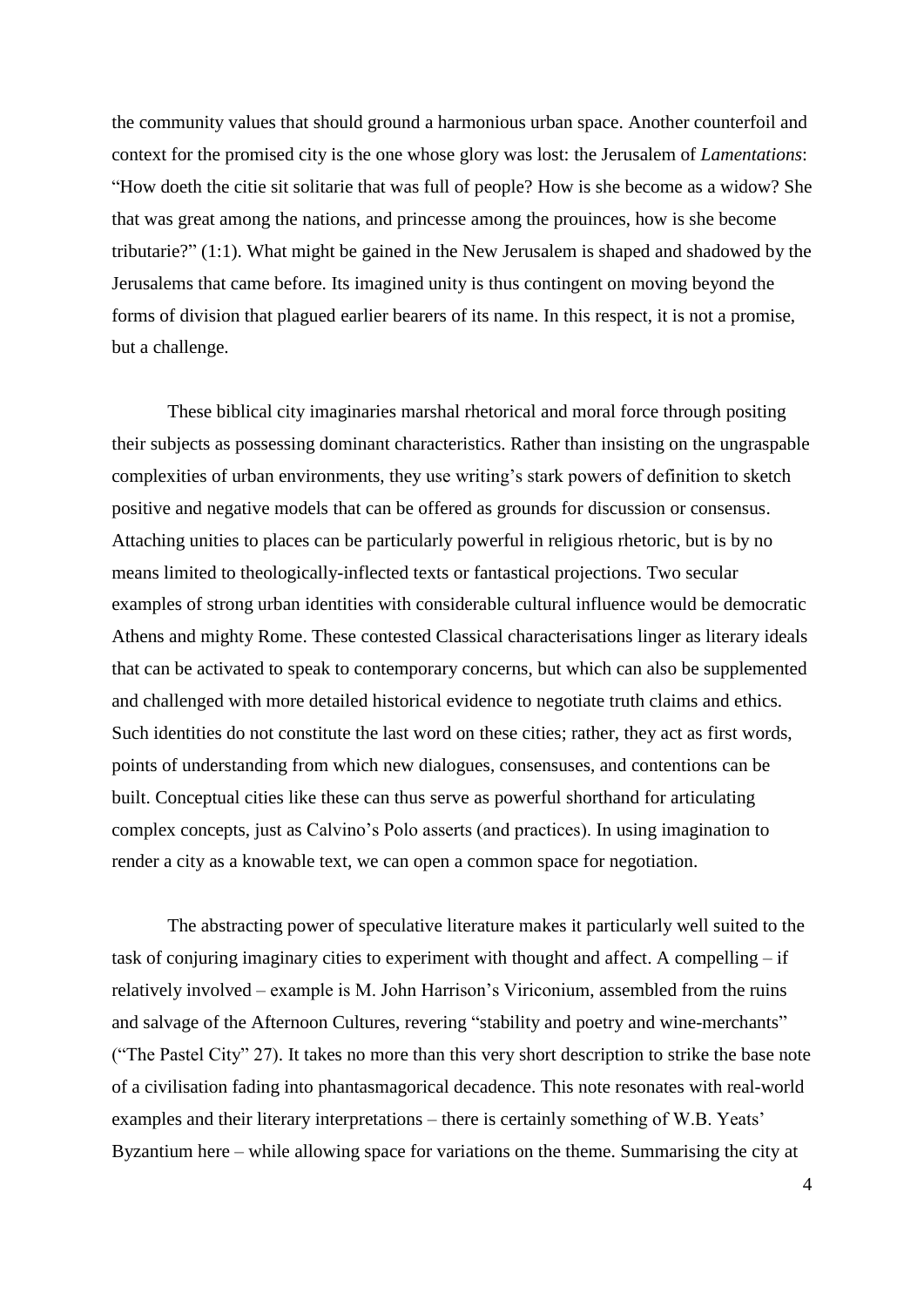the community values that should ground a harmonious urban space. Another counterfoil and context for the promised city is the one whose glory was lost: the Jerusalem of *Lamentations*: "How doeth the citie sit solitarie that was full of people? How is she become as a widow? She that was great among the nations, and princesse among the prouinces, how is she become tributarie?" (1:1). What might be gained in the New Jerusalem is shaped and shadowed by the Jerusalems that came before. Its imagined unity is thus contingent on moving beyond the forms of division that plagued earlier bearers of its name. In this respect, it is not a promise, but a challenge.

These biblical city imaginaries marshal rhetorical and moral force through positing their subjects as possessing dominant characteristics. Rather than insisting on the ungraspable complexities of urban environments, they use writing's stark powers of definition to sketch positive and negative models that can be offered as grounds for discussion or consensus. Attaching unities to places can be particularly powerful in religious rhetoric, but is by no means limited to theologically-inflected texts or fantastical projections. Two secular examples of strong urban identities with considerable cultural influence would be democratic Athens and mighty Rome. These contested Classical characterisations linger as literary ideals that can be activated to speak to contemporary concerns, but which can also be supplemented and challenged with more detailed historical evidence to negotiate truth claims and ethics. Such identities do not constitute the last word on these cities; rather, they act as first words, points of understanding from which new dialogues, consensuses, and contentions can be built. Conceptual cities like these can thus serve as powerful shorthand for articulating complex concepts, just as Calvino's Polo asserts (and practices). In using imagination to render a city as a knowable text, we can open a common space for negotiation.

The abstracting power of speculative literature makes it particularly well suited to the task of conjuring imaginary cities to experiment with thought and affect. A compelling – if relatively involved – example is M. John Harrison's Viriconium, assembled from the ruins and salvage of the Afternoon Cultures, revering "stability and poetry and wine-merchants" ("The Pastel City" 27). It takes no more than this very short description to strike the base note of a civilisation fading into phantasmagorical decadence. This note resonates with real-world examples and their literary interpretations – there is certainly something of W.B. Yeats' Byzantium here – while allowing space for variations on the theme. Summarising the city at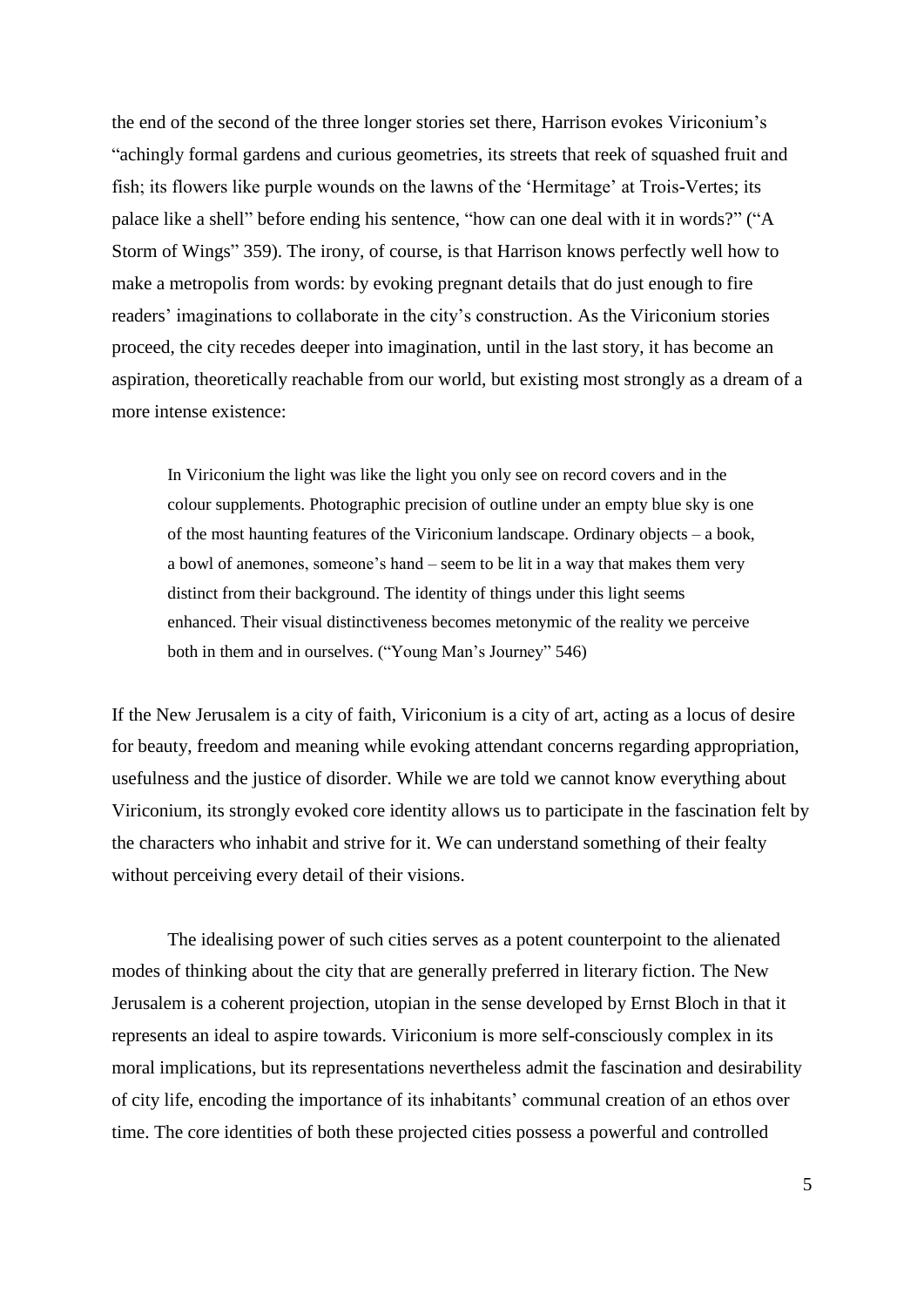the end of the second of the three longer stories set there, Harrison evokes Viriconium's "achingly formal gardens and curious geometries, its streets that reek of squashed fruit and fish; its flowers like purple wounds on the lawns of the 'Hermitage' at Trois-Vertes; its palace like a shell" before ending his sentence, "how can one deal with it in words?" ("A Storm of Wings" 359). The irony, of course, is that Harrison knows perfectly well how to make a metropolis from words: by evoking pregnant details that do just enough to fire readers' imaginations to collaborate in the city's construction. As the Viriconium stories proceed, the city recedes deeper into imagination, until in the last story, it has become an aspiration, theoretically reachable from our world, but existing most strongly as a dream of a more intense existence:

> In Viriconium the light was like the light you only see on record covers and in the colour supplements. Photographic precision of outline under an empty blue sky is one of the most haunting features of the Viriconium landscape. Ordinary objects – a book, a bowl of anemones, someone's hand – seem to be lit in a way that makes them very distinct from their background. The identity of things under this light seems enhanced. Their visual distinctiveness becomes metonymic of the reality we perceive both in them and in ourselves. ("Young Man's Journey" 546)

If the New Jerusalem is a city of faith, Viriconium is a city of art, acting as a locus of desire for beauty, freedom and meaning while evoking attendant concerns regarding appropriation, usefulness and the justice of disorder. While we are told we cannot know everything about Viriconium, its strongly evoked core identity allows us to participate in the fascination felt by the characters who inhabit and strive for it. We can understand something of their fealty without perceiving every detail of their visions.

The idealising power of such cities serves as a potent counterpoint to the alienated modes of thinking about the city that are generally preferred in literary fiction. The New Jerusalem is a coherent projection, utopian in the sense developed by Ernst Bloch in that it represents an ideal to aspire towards. Viriconium is more self-consciously complex in its moral implications, but its representations nevertheless admit the fascination and desirability of city life, encoding the importance of its inhabitants' communal creation of an ethos over time. The core identities of both these projected cities possess a powerful and controlled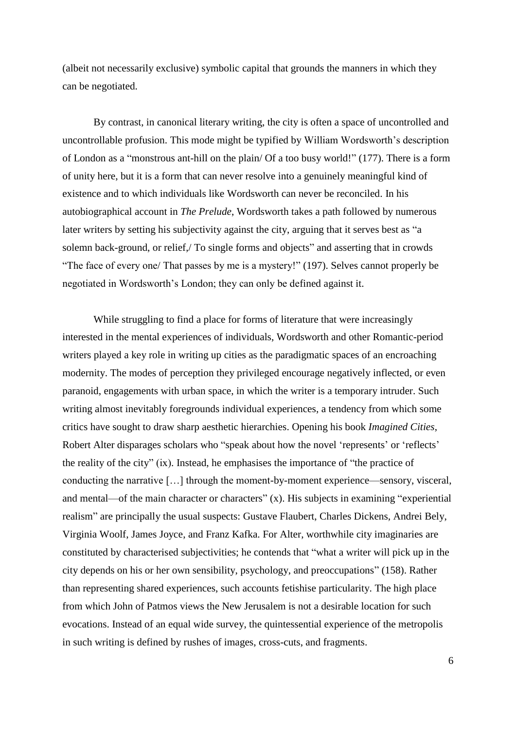(albeit not necessarily exclusive) symbolic capital that grounds the manners in which they can be negotiated.

By contrast, in canonical literary writing, the city is often a space of uncontrolled and uncontrollable profusion. This mode might be typified by William Wordsworth's description of London as a "monstrous ant-hill on the plain/ Of a too busy world!" (177). There is a form of unity here, but it is a form that can never resolve into a genuinely meaningful kind of existence and to which individuals like Wordsworth can never be reconciled. In his autobiographical account in *The Prelude*, Wordsworth takes a path followed by numerous later writers by setting his subjectivity against the city, arguing that it serves best as "a solemn back-ground, or relief,/ To single forms and objects" and asserting that in crowds "The face of every one/ That passes by me is a mystery!" (197). Selves cannot properly be negotiated in Wordsworth's London; they can only be defined against it.

While struggling to find a place for forms of literature that were increasingly interested in the mental experiences of individuals, Wordsworth and other Romantic-period writers played a key role in writing up cities as the paradigmatic spaces of an encroaching modernity. The modes of perception they privileged encourage negatively inflected, or even paranoid, engagements with urban space, in which the writer is a temporary intruder. Such writing almost inevitably foregrounds individual experiences, a tendency from which some critics have sought to draw sharp aesthetic hierarchies. Opening his book *Imagined Cities*, Robert Alter disparages scholars who "speak about how the novel 'represents' or 'reflects' the reality of the city" (ix). Instead, he emphasises the importance of "the practice of conducting the narrative […] through the moment-by-moment experience—sensory, visceral, and mental—of the main character or characters" (x). His subjects in examining "experiential realism" are principally the usual suspects: Gustave Flaubert, Charles Dickens, Andrei Bely, Virginia Woolf, James Joyce, and Franz Kafka. For Alter, worthwhile city imaginaries are constituted by characterised subjectivities; he contends that "what a writer will pick up in the city depends on his or her own sensibility, psychology, and preoccupations" (158). Rather than representing shared experiences, such accounts fetishise particularity. The high place from which John of Patmos views the New Jerusalem is not a desirable location for such evocations. Instead of an equal wide survey, the quintessential experience of the metropolis in such writing is defined by rushes of images, cross-cuts, and fragments.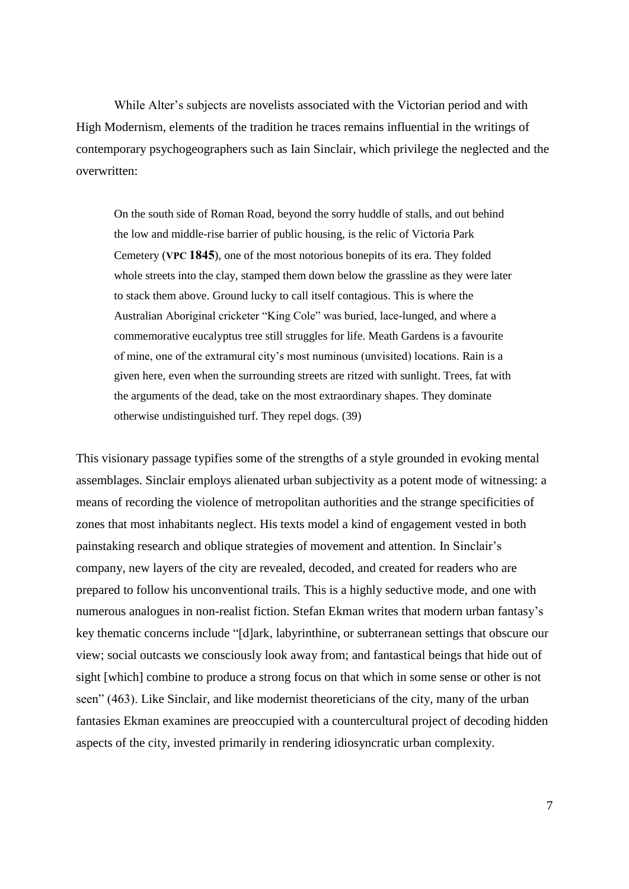While Alter's subjects are novelists associated with the Victorian period and with High Modernism, elements of the tradition he traces remains influential in the writings of contemporary psychogeographers such as Iain Sinclair, which privilege the neglected and the overwritten:

> On the south side of Roman Road, beyond the sorry huddle of stalls, and out behind the low and middle-rise barrier of public housing, is the relic of Victoria Park Cemetery (**VPC 1845**), one of the most notorious bonepits of its era. They folded whole streets into the clay, stamped them down below the grassline as they were later to stack them above. Ground lucky to call itself contagious. This is where the Australian Aboriginal cricketer "King Cole" was buried, lace-lunged, and where a commemorative eucalyptus tree still struggles for life. Meath Gardens is a favourite of mine, one of the extramural city's most numinous (unvisited) locations. Rain is a given here, even when the surrounding streets are ritzed with sunlight. Trees, fat with the arguments of the dead, take on the most extraordinary shapes. They dominate otherwise undistinguished turf. They repel dogs. (39)

This visionary passage typifies some of the strengths of a style grounded in evoking mental assemblages. Sinclair employs alienated urban subjectivity as a potent mode of witnessing: a means of recording the violence of metropolitan authorities and the strange specificities of zones that most inhabitants neglect. His texts model a kind of engagement vested in both painstaking research and oblique strategies of movement and attention. In Sinclair's company, new layers of the city are revealed, decoded, and created for readers who are prepared to follow his unconventional trails. This is a highly seductive mode, and one with numerous analogues in non-realist fiction. Stefan Ekman writes that modern urban fantasy's key thematic concerns include "[d]ark, labyrinthine, or subterranean settings that obscure our view; social outcasts we consciously look away from; and fantastical beings that hide out of sight [which] combine to produce a strong focus on that which in some sense or other is not seen" (463). Like Sinclair, and like modernist theoreticians of the city, many of the urban fantasies Ekman examines are preoccupied with a countercultural project of decoding hidden aspects of the city, invested primarily in rendering idiosyncratic urban complexity.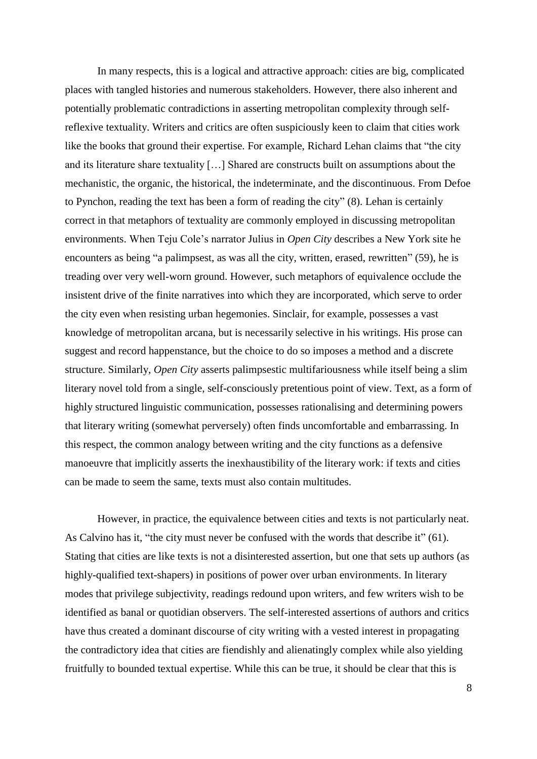In many respects, this is a logical and attractive approach: cities are big, complicated places with tangled histories and numerous stakeholders. However, there also inherent and potentially problematic contradictions in asserting metropolitan complexity through self-reflexive textuality. Writers and critics are often suspiciously keen to claim that cities work like the books that ground their expertise. For example, Richard Lehan claims that "the city and its literature share textuality […] Shared are constructs built on assumptions about the mechanistic, the organic, the historical, the indeterminate, and the discontinuous. From Defoe to Pynchon, reading the text has been a form of reading the city" (8). Lehan is certainly correct in that metaphors of textuality are commonly employed in discussing metropolitan environments. When Teju Cole's narrator Julius in *Open City* describes a New York site he encounters as being "a palimpsest, as was all the city, written, erased, rewritten" (59), he is treading over very well-worn ground. However, such metaphors of equivalence occlude the insistent drive of the finite narratives into which they are incorporated, which serve to order the city even when resisting urban hegemonies. Sinclair, for example, possesses a vast knowledge of metropolitan arcana, but is necessarily selective in his writings. His prose can suggest and record happenstance, but the choice to do so imposes a method and a discrete structure. Similarly, *Open City* asserts palimpsestic multifariousness while itself being a slim literary novel told from a single, self-consciously pretentious point of view. Text, as a form of highly structured linguistic communication, possesses rationalising and determining powers that literary writing (somewhat perversely) often finds uncomfortable and embarrassing. In this respect, the common analogy between writing and the city functions as a defensive manoeuvre that implicitly asserts the inexhaustibility of the literary work: if texts and cities can be made to seem the same, texts must also contain multitudes.

However, in practice, the equivalence between cities and texts is not particularly neat. As Calvino has it, "the city must never be confused with the words that describe it" (61). Stating that cities are like texts is not a disinterested assertion, but one that sets up authors (as highly-qualified text-shapers) in positions of power over urban environments. In literary modes that privilege subjectivity, readings redound upon writers, and few writers wish to be identified as banal or quotidian observers. The self-interested assertions of authors and critics have thus created a dominant discourse of city writing with a vested interest in propagating the contradictory idea that cities are fiendishly and alienatingly complex while also yielding fruitfully to bounded textual expertise. While this can be true, it should be clear that this is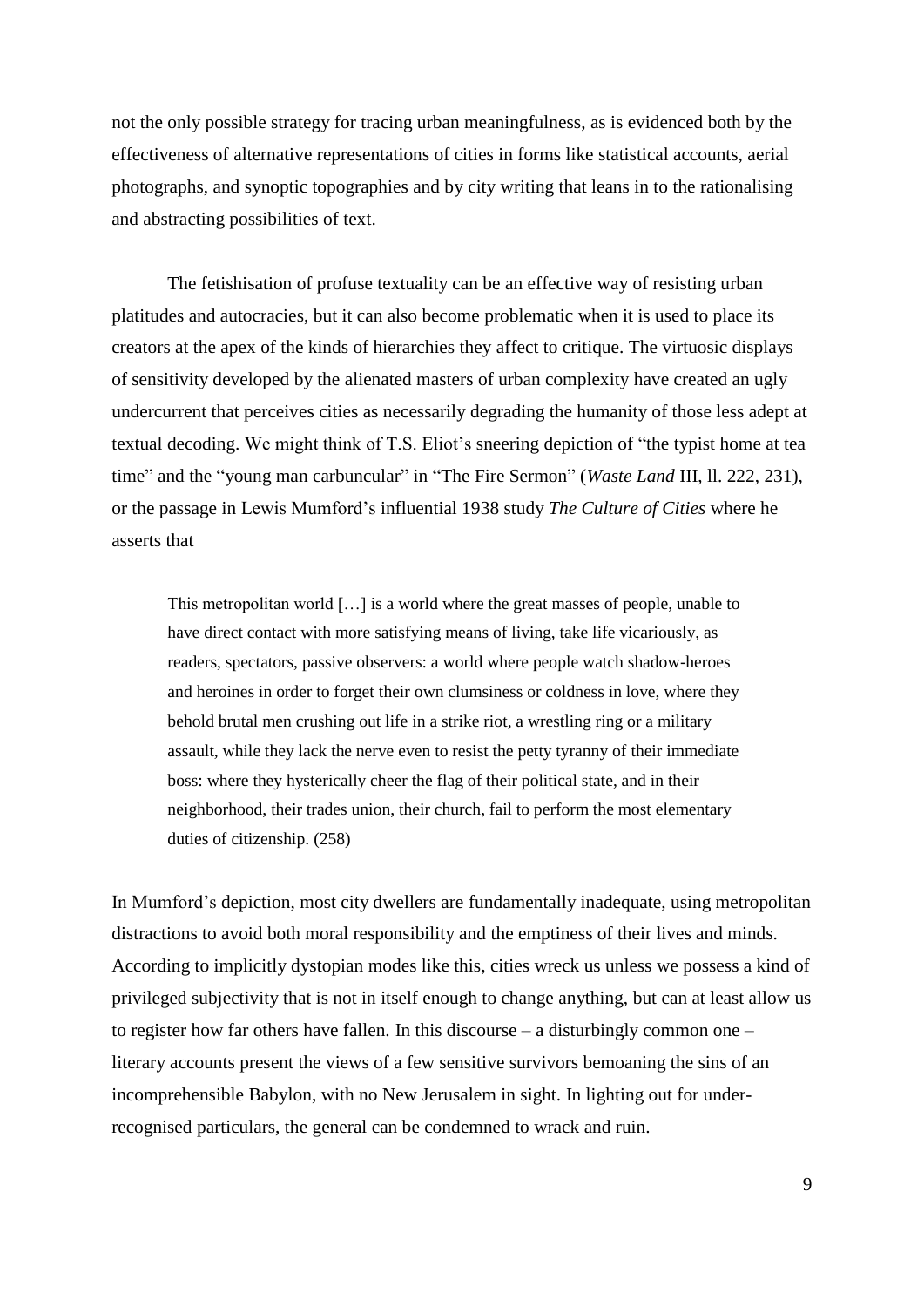not the only possible strategy for tracing urban meaningfulness, as is evidenced both by the effectiveness of alternative representations of cities in forms like statistical accounts, aerial photographs, and synoptic topographies and by city writing that leans in to the rationalising and abstracting possibilities of text.

The fetishisation of profuse textuality can be an effective way of resisting urban platitudes and autocracies, but it can also become problematic when it is used to place its creators at the apex of the kinds of hierarchies they affect to critique. The virtuosic displays of sensitivity developed by the alienated masters of urban complexity have created an ugly undercurrent that perceives cities as necessarily degrading the humanity of those less adept at textual decoding. We might think of T.S. Eliot's sneering depiction of "the typist home at tea time" and the "young man carbuncular" in "The Fire Sermon" (*Waste Land* III, ll. 222, 231), or the passage in Lewis Mumford's influential 1938 study *The Culture of Cities* where he asserts that

> This metropolitan world […] is a world where the great masses of people, unable to have direct contact with more satisfying means of living, take life vicariously, as readers, spectators, passive observers: a world where people watch shadow-heroes and heroines in order to forget their own clumsiness or coldness in love, where they behold brutal men crushing out life in a strike riot, a wrestling ring or a military assault, while they lack the nerve even to resist the petty tyranny of their immediate boss: where they hysterically cheer the flag of their political state, and in their neighborhood, their trades union, their church, fail to perform the most elementary duties of citizenship. (258)

In Mumford's depiction, most city dwellers are fundamentally inadequate, using metropolitan distractions to avoid both moral responsibility and the emptiness of their lives and minds. According to implicitly dystopian modes like this, cities wreck us unless we possess a kind of privileged subjectivity that is not in itself enough to change anything, but can at least allow us to register how far others have fallen. In this discourse – a disturbingly common one – literary accounts present the views of a few sensitive survivors bemoaning the sins of an incomprehensible Babylon, with no New Jerusalem in sight. In lighting out for under-recognised particulars, the general can be condemned to wrack and ruin.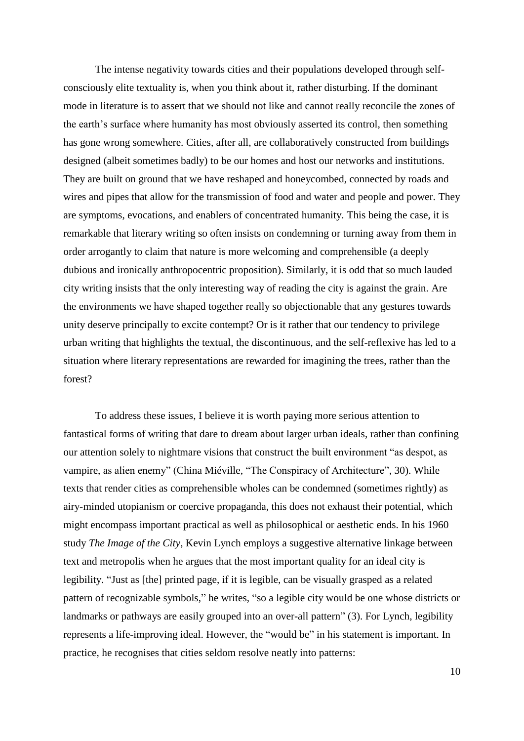The intense negativity towards cities and their populations developed through self-consciously elite textuality is, when you think about it, rather disturbing. If the dominant mode in literature is to assert that we should not like and cannot really reconcile the zones of the earth's surface where humanity has most obviously asserted its control, then something has gone wrong somewhere. Cities, after all, are collaboratively constructed from buildings designed (albeit sometimes badly) to be our homes and host our networks and institutions. They are built on ground that we have reshaped and honeycombed, connected by roads and wires and pipes that allow for the transmission of food and water and people and power. They are symptoms, evocations, and enablers of concentrated humanity. This being the case, it is remarkable that literary writing so often insists on condemning or turning away from them in order arrogantly to claim that nature is more welcoming and comprehensible (a deeply dubious and ironically anthropocentric proposition). Similarly, it is odd that so much lauded city writing insists that the only interesting way of reading the city is against the grain. Are the environments we have shaped together really so objectionable that any gestures towards unity deserve principally to excite contempt? Or is it rather that our tendency to privilege urban writing that highlights the textual, the discontinuous, and the self-reflexive has led to a situation where literary representations are rewarded for imagining the trees, rather than the forest?

To address these issues, I believe it is worth paying more serious attention to fantastical forms of writing that dare to dream about larger urban ideals, rather than confining our attention solely to nightmare visions that construct the built environment "as despot, as vampire, as alien enemy" (China Miéville, "The Conspiracy of Architecture", 30). While texts that render cities as comprehensible wholes can be condemned (sometimes rightly) as airy-minded utopianism or coercive propaganda, this does not exhaust their potential, which might encompass important practical as well as philosophical or aesthetic ends. In his 1960 study *The Image of the City*, Kevin Lynch employs a suggestive alternative linkage between text and metropolis when he argues that the most important quality for an ideal city is legibility. "Just as [the] printed page, if it is legible, can be visually grasped as a related pattern of recognizable symbols," he writes, "so a legible city would be one whose districts or landmarks or pathways are easily grouped into an over-all pattern" (3). For Lynch, legibility represents a life-improving ideal. However, the "would be" in his statement is important. In practice, he recognises that cities seldom resolve neatly into patterns: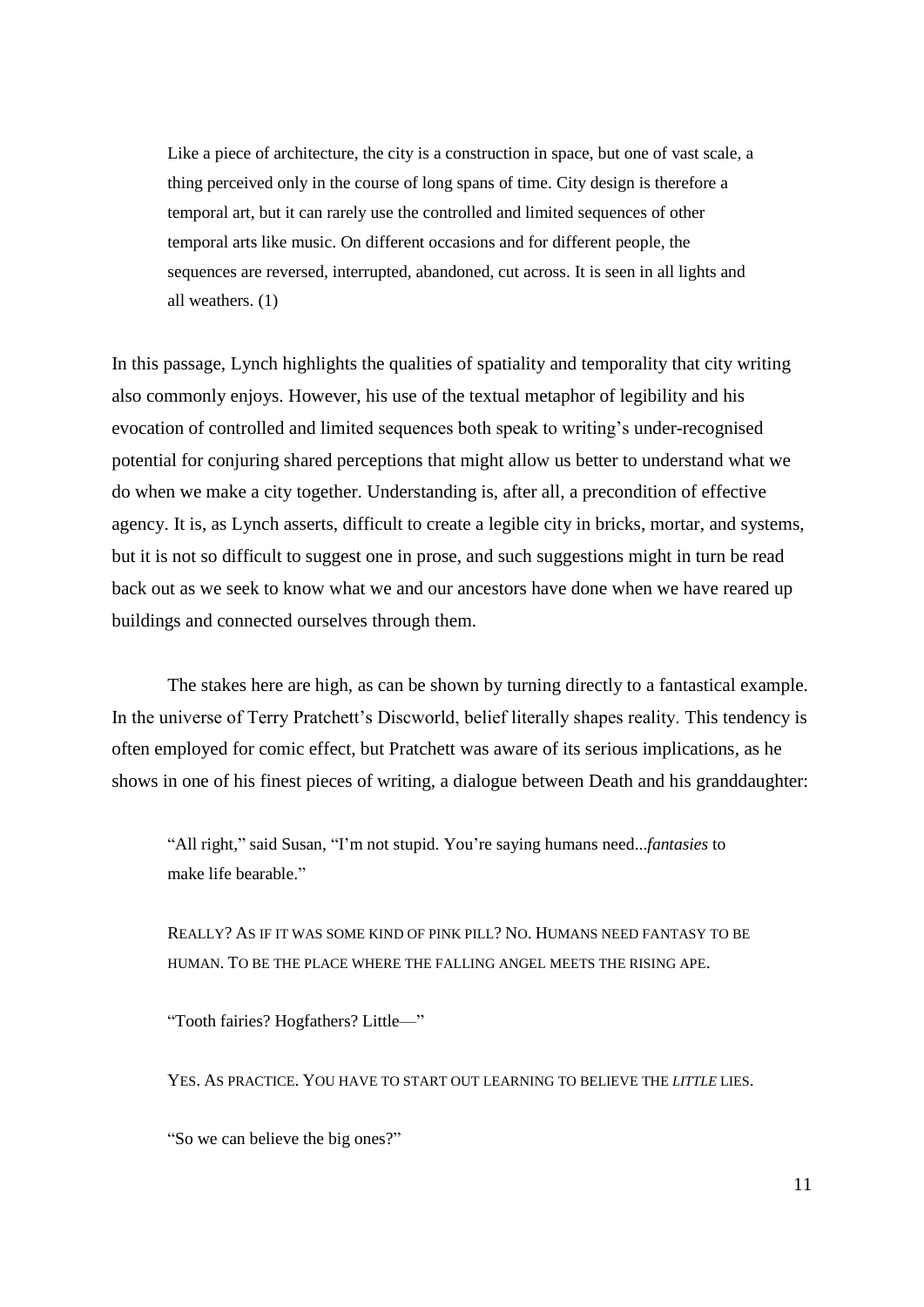> Like a piece of architecture, the city is a construction in space, but one of vast scale, a thing perceived only in the course of long spans of time. City design is therefore a temporal art, but it can rarely use the controlled and limited sequences of other temporal arts like music. On different occasions and for different people, the sequences are reversed, interrupted, abandoned, cut across. It is seen in all lights and all weathers. (1)

In this passage, Lynch highlights the qualities of spatiality and temporality that city writing also commonly enjoys. However, his use of the textual metaphor of legibility and his evocation of controlled and limited sequences both speak to writing's under-recognised potential for conjuring shared perceptions that might allow us better to understand what we do when we make a city together. Understanding is, after all, a precondition of effective agency. It is, as Lynch asserts, difficult to create a legible city in bricks, mortar, and systems, but it is not so difficult to suggest one in prose, and such suggestions might in turn be read back out as we seek to know what we and our ancestors have done when we have reared up buildings and connected ourselves through them.

The stakes here are high, as can be shown by turning directly to a fantastical example. In the universe of Terry Pratchett's Discworld, belief literally shapes reality. This tendency is often employed for comic effect, but Pratchett was aware of its serious implications, as he shows in one of his finest pieces of writing, a dialogue between Death and his granddaughter:

> "All right," said Susan, "I'm not stupid. You're saying humans need...*fantasies* to make life bearable."
>
> REALLY? AS IF IT WAS SOME KIND OF PINK PILL? NO. HUMANS NEED FANTASY TO BE HUMAN. TO BE THE PLACE WHERE THE FALLING ANGEL MEETS THE RISING APE.
>
> "Tooth fairies? Hogfathers? Little—"
>
> YES. AS PRACTICE. YOU HAVE TO START OUT LEARNING TO BELIEVE THE *LITTLE* LIES.
>
> "So we can believe the big ones?"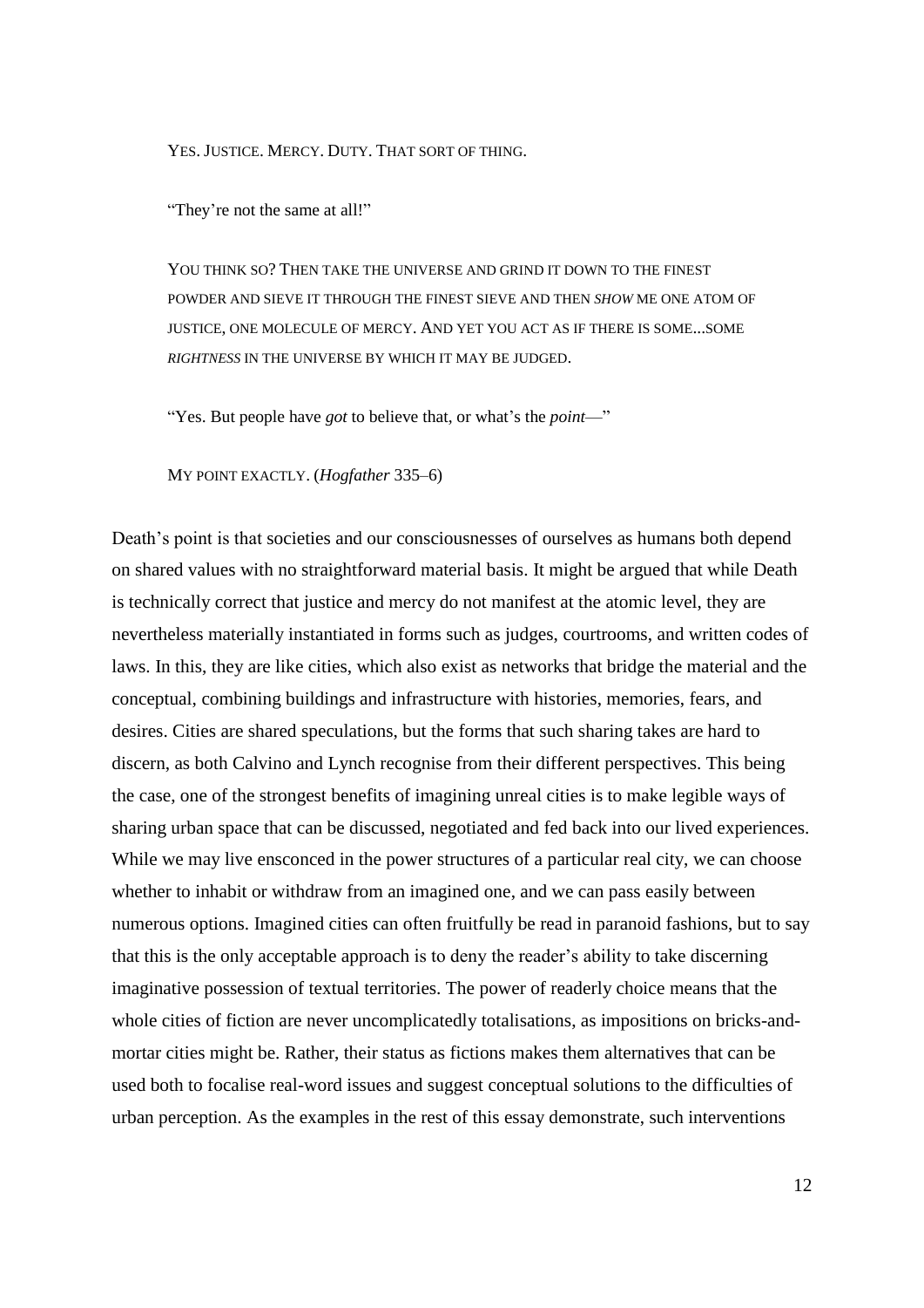YES. JUSTICE. MERCY. DUTY. THAT SORT OF THING.

"They're not the same at all!"

YOU THINK SO? THEN TAKE THE UNIVERSE AND GRIND IT DOWN TO THE FINEST POWDER AND SIEVE IT THROUGH THE FINEST SIEVE AND THEN *SHOW* ME ONE ATOM OF JUSTICE, ONE MOLECULE OF MERCY. AND YET YOU ACT AS IF THERE IS SOME...SOME *RIGHTNESS* IN THE UNIVERSE BY WHICH IT MAY BE JUDGED.

"Yes. But people have *got* to believe that, or what's the *point*—"

MY POINT EXACTLY. (*Hogfather* 335–6)

Death's point is that societies and our consciousnesses of ourselves as humans both depend on shared values with no straightforward material basis. It might be argued that while Death is technically correct that justice and mercy do not manifest at the atomic level, they are nevertheless materially instantiated in forms such as judges, courtrooms, and written codes of laws. In this, they are like cities, which also exist as networks that bridge the material and the conceptual, combining buildings and infrastructure with histories, memories, fears, and desires. Cities are shared speculations, but the forms that such sharing takes are hard to discern, as both Calvino and Lynch recognise from their different perspectives. This being the case, one of the strongest benefits of imagining unreal cities is to make legible ways of sharing urban space that can be discussed, negotiated and fed back into our lived experiences. While we may live ensconced in the power structures of a particular real city, we can choose whether to inhabit or withdraw from an imagined one, and we can pass easily between numerous options. Imagined cities can often fruitfully be read in paranoid fashions, but to say that this is the only acceptable approach is to deny the reader's ability to take discerning imaginative possession of textual territories. The power of readerly choice means that the whole cities of fiction are never uncomplicatedly totalisations, as impositions on bricks-and-mortar cities might be. Rather, their status as fictions makes them alternatives that can be used both to focalise real-word issues and suggest conceptual solutions to the difficulties of urban perception. As the examples in the rest of this essay demonstrate, such interventions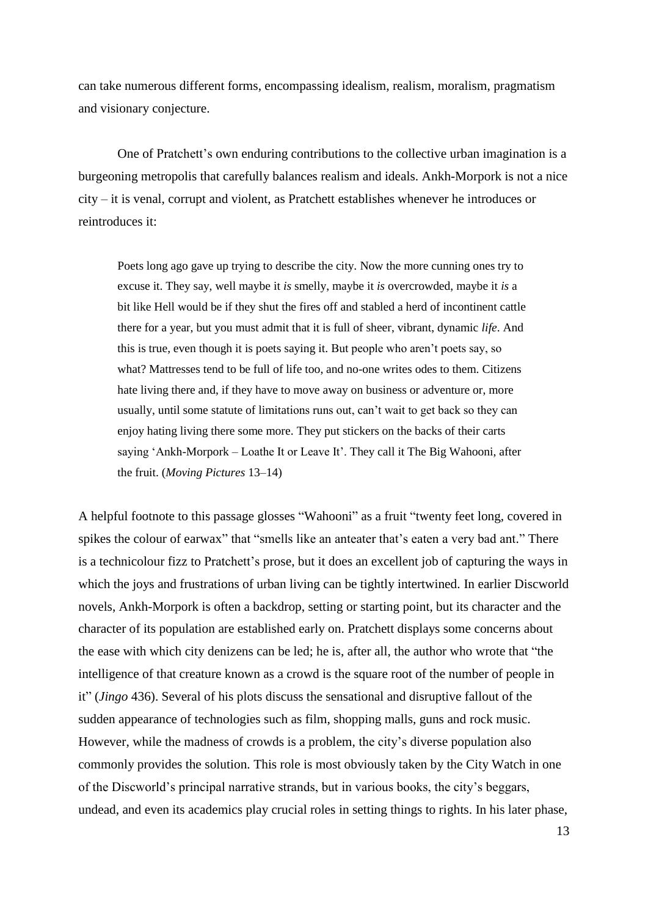can take numerous different forms, encompassing idealism, realism, moralism, pragmatism and visionary conjecture.

One of Pratchett's own enduring contributions to the collective urban imagination is a burgeoning metropolis that carefully balances realism and ideals. Ankh-Morpork is not a nice city – it is venal, corrupt and violent, as Pratchett establishes whenever he introduces or reintroduces it:

> Poets long ago gave up trying to describe the city. Now the more cunning ones try to excuse it. They say, well maybe it *is* smelly, maybe it *is* overcrowded, maybe it *is* a bit like Hell would be if they shut the fires off and stabled a herd of incontinent cattle there for a year, but you must admit that it is full of sheer, vibrant, dynamic *life*. And this is true, even though it is poets saying it. But people who aren't poets say, so what? Mattresses tend to be full of life too, and no-one writes odes to them. Citizens hate living there and, if they have to move away on business or adventure or, more usually, until some statute of limitations runs out, can't wait to get back so they can enjoy hating living there some more. They put stickers on the backs of their carts saying 'Ankh-Morpork – Loathe It or Leave It'. They call it The Big Wahooni, after the fruit. (*Moving Pictures* 13–14)

A helpful footnote to this passage glosses "Wahooni" as a fruit "twenty feet long, covered in spikes the colour of earwax" that "smells like an anteater that's eaten a very bad ant." There is a technicolour fizz to Pratchett's prose, but it does an excellent job of capturing the ways in which the joys and frustrations of urban living can be tightly intertwined. In earlier Discworld novels, Ankh-Morpork is often a backdrop, setting or starting point, but its character and the character of its population are established early on. Pratchett displays some concerns about the ease with which city denizens can be led; he is, after all, the author who wrote that "the intelligence of that creature known as a crowd is the square root of the number of people in it" (*Jingo* 436). Several of his plots discuss the sensational and disruptive fallout of the sudden appearance of technologies such as film, shopping malls, guns and rock music. However, while the madness of crowds is a problem, the city's diverse population also commonly provides the solution. This role is most obviously taken by the City Watch in one of the Discworld's principal narrative strands, but in various books, the city's beggars, undead, and even its academics play crucial roles in setting things to rights. In his later phase,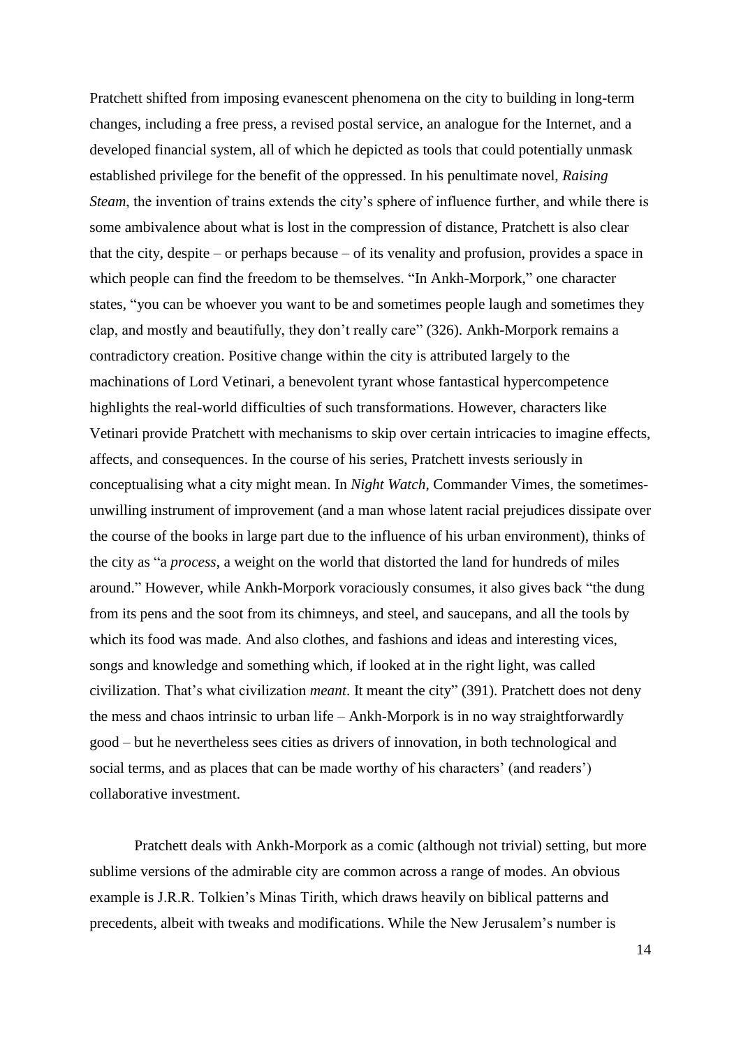Pratchett shifted from imposing evanescent phenomena on the city to building in long-term changes, including a free press, a revised postal service, an analogue for the Internet, and a developed financial system, all of which he depicted as tools that could potentially unmask established privilege for the benefit of the oppressed. In his penultimate novel, *Raising Steam*, the invention of trains extends the city's sphere of influence further, and while there is some ambivalence about what is lost in the compression of distance, Pratchett is also clear that the city, despite – or perhaps because – of its venality and profusion, provides a space in which people can find the freedom to be themselves. "In Ankh-Morpork," one character states, "you can be whoever you want to be and sometimes people laugh and sometimes they clap, and mostly and beautifully, they don't really care" (326). Ankh-Morpork remains a contradictory creation. Positive change within the city is attributed largely to the machinations of Lord Vetinari, a benevolent tyrant whose fantastical hypercompetence highlights the real-world difficulties of such transformations. However, characters like Vetinari provide Pratchett with mechanisms to skip over certain intricacies to imagine effects, affects, and consequences. In the course of his series, Pratchett invests seriously in conceptualising what a city might mean. In *Night Watch*, Commander Vimes, the sometimes-unwilling instrument of improvement (and a man whose latent racial prejudices dissipate over the course of the books in large part due to the influence of his urban environment), thinks of the city as "a *process*, a weight on the world that distorted the land for hundreds of miles around." However, while Ankh-Morpork voraciously consumes, it also gives back "the dung from its pens and the soot from its chimneys, and steel, and saucepans, and all the tools by which its food was made. And also clothes, and fashions and ideas and interesting vices, songs and knowledge and something which, if looked at in the right light, was called civilization. That's what civilization *meant*. It meant the city" (391). Pratchett does not deny the mess and chaos intrinsic to urban life – Ankh-Morpork is in no way straightforwardly good – but he nevertheless sees cities as drivers of innovation, in both technological and social terms, and as places that can be made worthy of his characters' (and readers') collaborative investment.

Pratchett deals with Ankh-Morpork as a comic (although not trivial) setting, but more sublime versions of the admirable city are common across a range of modes. An obvious example is J.R.R. Tolkien's Minas Tirith, which draws heavily on biblical patterns and precedents, albeit with tweaks and modifications. While the New Jerusalem's number is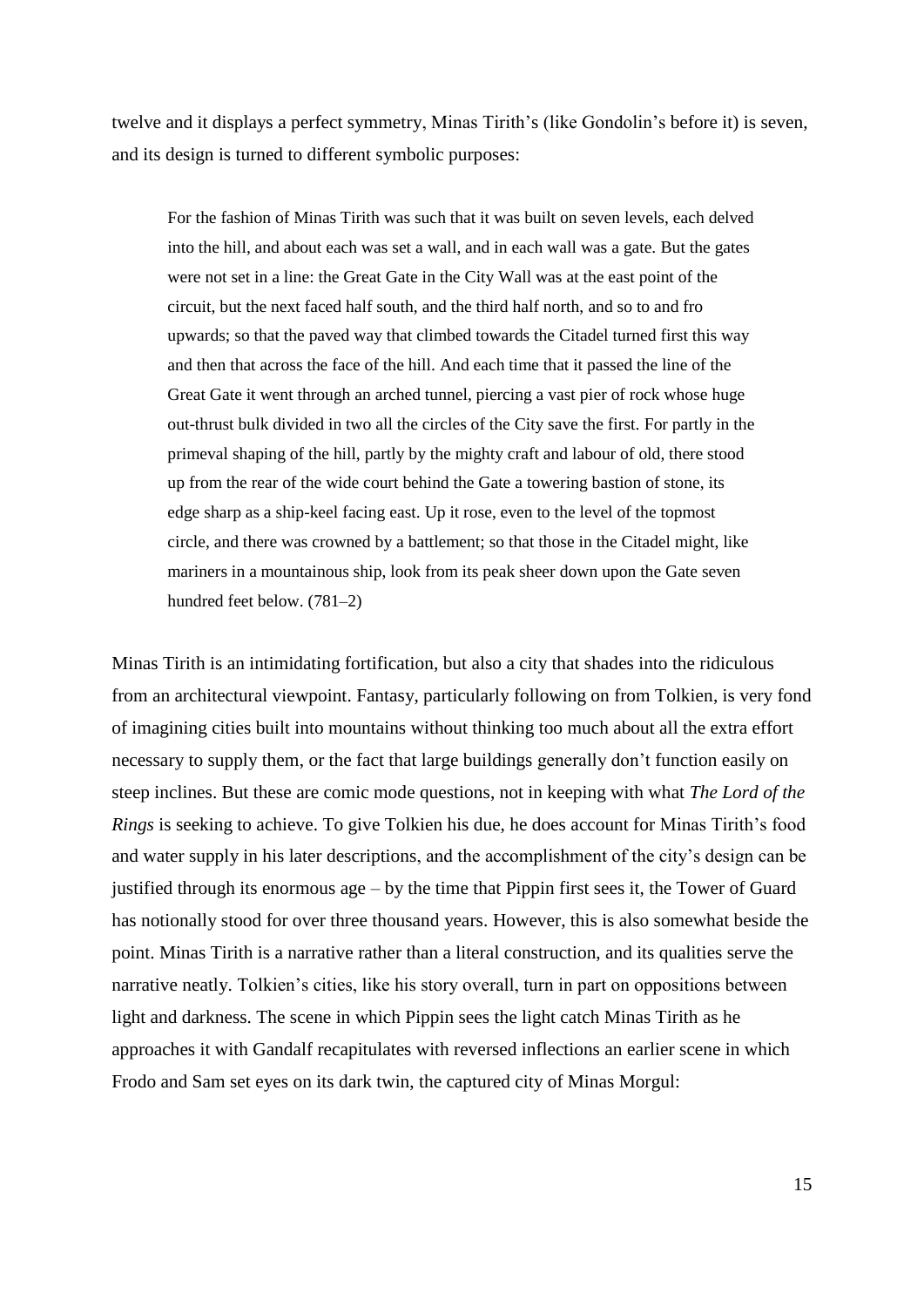twelve and it displays a perfect symmetry, Minas Tirith's (like Gondolin's before it) is seven, and its design is turned to different symbolic purposes:

> For the fashion of Minas Tirith was such that it was built on seven levels, each delved into the hill, and about each was set a wall, and in each wall was a gate. But the gates were not set in a line: the Great Gate in the City Wall was at the east point of the circuit, but the next faced half south, and the third half north, and so to and fro upwards; so that the paved way that climbed towards the Citadel turned first this way and then that across the face of the hill. And each time that it passed the line of the Great Gate it went through an arched tunnel, piercing a vast pier of rock whose huge out-thrust bulk divided in two all the circles of the City save the first. For partly in the primeval shaping of the hill, partly by the mighty craft and labour of old, there stood up from the rear of the wide court behind the Gate a towering bastion of stone, its edge sharp as a ship-keel facing east. Up it rose, even to the level of the topmost circle, and there was crowned by a battlement; so that those in the Citadel might, like mariners in a mountainous ship, look from its peak sheer down upon the Gate seven hundred feet below. (781–2)

Minas Tirith is an intimidating fortification, but also a city that shades into the ridiculous from an architectural viewpoint. Fantasy, particularly following on from Tolkien, is very fond of imagining cities built into mountains without thinking too much about all the extra effort necessary to supply them, or the fact that large buildings generally don't function easily on steep inclines. But these are comic mode questions, not in keeping with what *The Lord of the Rings* is seeking to achieve. To give Tolkien his due, he does account for Minas Tirith's food and water supply in his later descriptions, and the accomplishment of the city's design can be justified through its enormous age – by the time that Pippin first sees it, the Tower of Guard has notionally stood for over three thousand years. However, this is also somewhat beside the point. Minas Tirith is a narrative rather than a literal construction, and its qualities serve the narrative neatly. Tolkien's cities, like his story overall, turn in part on oppositions between light and darkness. The scene in which Pippin sees the light catch Minas Tirith as he approaches it with Gandalf recapitulates with reversed inflections an earlier scene in which Frodo and Sam set eyes on its dark twin, the captured city of Minas Morgul: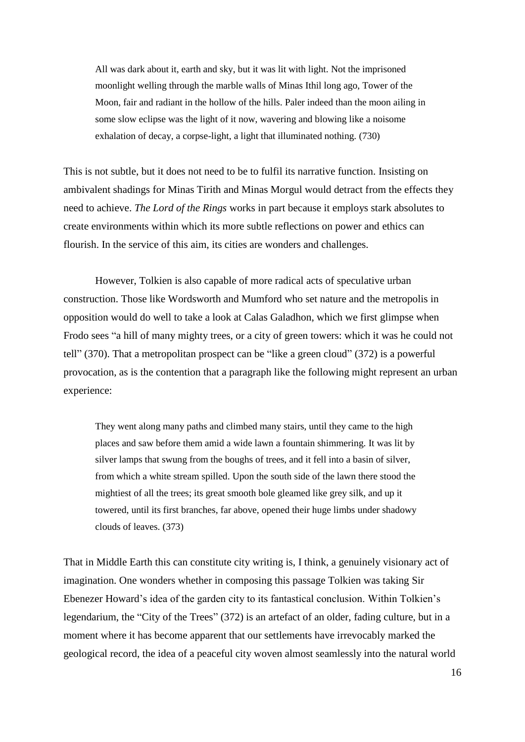> All was dark about it, earth and sky, but it was lit with light. Not the imprisoned moonlight welling through the marble walls of Minas Ithil long ago, Tower of the Moon, fair and radiant in the hollow of the hills. Paler indeed than the moon ailing in some slow eclipse was the light of it now, wavering and blowing like a noisome exhalation of decay, a corpse-light, a light that illuminated nothing. (730)

This is not subtle, but it does not need to be to fulfil its narrative function. Insisting on ambivalent shadings for Minas Tirith and Minas Morgul would detract from the effects they need to achieve. *The Lord of the Rings* works in part because it employs stark absolutes to create environments within which its more subtle reflections on power and ethics can flourish. In the service of this aim, its cities are wonders and challenges.

However, Tolkien is also capable of more radical acts of speculative urban construction. Those like Wordsworth and Mumford who set nature and the metropolis in opposition would do well to take a look at Calas Galadhon, which we first glimpse when Frodo sees "a hill of many mighty trees, or a city of green towers: which it was he could not tell" (370). That a metropolitan prospect can be "like a green cloud" (372) is a powerful provocation, as is the contention that a paragraph like the following might represent an urban experience:

> They went along many paths and climbed many stairs, until they came to the high places and saw before them amid a wide lawn a fountain shimmering. It was lit by silver lamps that swung from the boughs of trees, and it fell into a basin of silver, from which a white stream spilled. Upon the south side of the lawn there stood the mightiest of all the trees; its great smooth bole gleamed like grey silk, and up it towered, until its first branches, far above, opened their huge limbs under shadowy clouds of leaves. (373)

That in Middle Earth this can constitute city writing is, I think, a genuinely visionary act of imagination. One wonders whether in composing this passage Tolkien was taking Sir Ebenezer Howard's idea of the garden city to its fantastical conclusion. Within Tolkien's legendarium, the "City of the Trees" (372) is an artefact of an older, fading culture, but in a moment where it has become apparent that our settlements have irrevocably marked the geological record, the idea of a peaceful city woven almost seamlessly into the natural world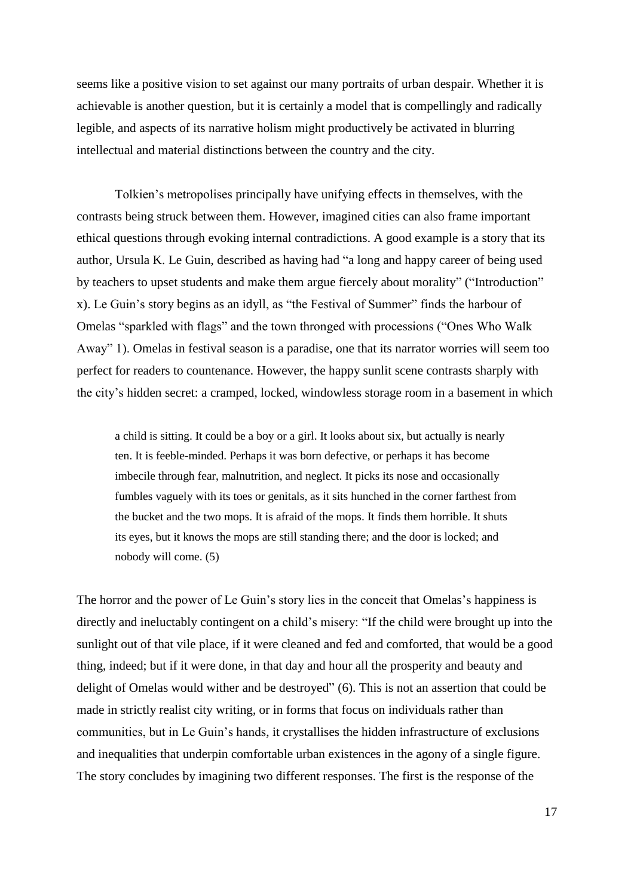seems like a positive vision to set against our many portraits of urban despair. Whether it is achievable is another question, but it is certainly a model that is compellingly and radically legible, and aspects of its narrative holism might productively be activated in blurring intellectual and material distinctions between the country and the city.

Tolkien's metropolises principally have unifying effects in themselves, with the contrasts being struck between them. However, imagined cities can also frame important ethical questions through evoking internal contradictions. A good example is a story that its author, Ursula K. Le Guin, described as having had "a long and happy career of being used by teachers to upset students and make them argue fiercely about morality" ("Introduction" x). Le Guin's story begins as an idyll, as "the Festival of Summer" finds the harbour of Omelas "sparkled with flags" and the town thronged with processions ("Ones Who Walk Away" 1). Omelas in festival season is a paradise, one that its narrator worries will seem too perfect for readers to countenance. However, the happy sunlit scene contrasts sharply with the city's hidden secret: a cramped, locked, windowless storage room in a basement in which

> a child is sitting. It could be a boy or a girl. It looks about six, but actually is nearly ten. It is feeble-minded. Perhaps it was born defective, or perhaps it has become imbecile through fear, malnutrition, and neglect. It picks its nose and occasionally fumbles vaguely with its toes or genitals, as it sits hunched in the corner farthest from the bucket and the two mops. It is afraid of the mops. It finds them horrible. It shuts its eyes, but it knows the mops are still standing there; and the door is locked; and nobody will come. (5)

The horror and the power of Le Guin's story lies in the conceit that Omelas's happiness is directly and ineluctably contingent on a child's misery: "If the child were brought up into the sunlight out of that vile place, if it were cleaned and fed and comforted, that would be a good thing, indeed; but if it were done, in that day and hour all the prosperity and beauty and delight of Omelas would wither and be destroyed" (6). This is not an assertion that could be made in strictly realist city writing, or in forms that focus on individuals rather than communities, but in Le Guin's hands, it crystallises the hidden infrastructure of exclusions and inequalities that underpin comfortable urban existences in the agony of a single figure. The story concludes by imagining two different responses. The first is the response of the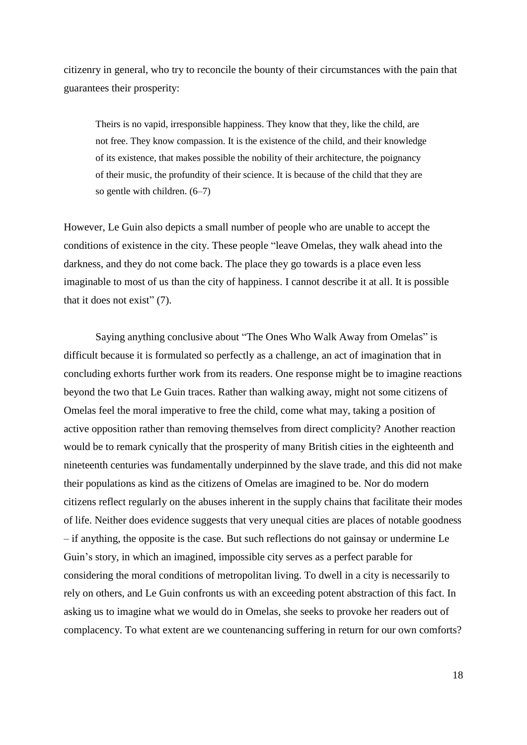citizenry in general, who try to reconcile the bounty of their circumstances with the pain that guarantees their prosperity:

> Theirs is no vapid, irresponsible happiness. They know that they, like the child, are not free. They know compassion. It is the existence of the child, and their knowledge of its existence, that makes possible the nobility of their architecture, the poignancy of their music, the profundity of their science. It is because of the child that they are so gentle with children. (6–7)

However, Le Guin also depicts a small number of people who are unable to accept the conditions of existence in the city. These people "leave Omelas, they walk ahead into the darkness, and they do not come back. The place they go towards is a place even less imaginable to most of us than the city of happiness. I cannot describe it at all. It is possible that it does not exist" (7).

Saying anything conclusive about "The Ones Who Walk Away from Omelas" is difficult because it is formulated so perfectly as a challenge, an act of imagination that in concluding exhorts further work from its readers. One response might be to imagine reactions beyond the two that Le Guin traces. Rather than walking away, might not some citizens of Omelas feel the moral imperative to free the child, come what may, taking a position of active opposition rather than removing themselves from direct complicity? Another reaction would be to remark cynically that the prosperity of many British cities in the eighteenth and nineteenth centuries was fundamentally underpinned by the slave trade, and this did not make their populations as kind as the citizens of Omelas are imagined to be. Nor do modern citizens reflect regularly on the abuses inherent in the supply chains that facilitate their modes of life. Neither does evidence suggests that very unequal cities are places of notable goodness – if anything, the opposite is the case. But such reflections do not gainsay or undermine Le Guin's story, in which an imagined, impossible city serves as a perfect parable for considering the moral conditions of metropolitan living. To dwell in a city is necessarily to rely on others, and Le Guin confronts us with an exceeding potent abstraction of this fact. In asking us to imagine what we would do in Omelas, she seeks to provoke her readers out of complacency. To what extent are we countenancing suffering in return for our own comforts?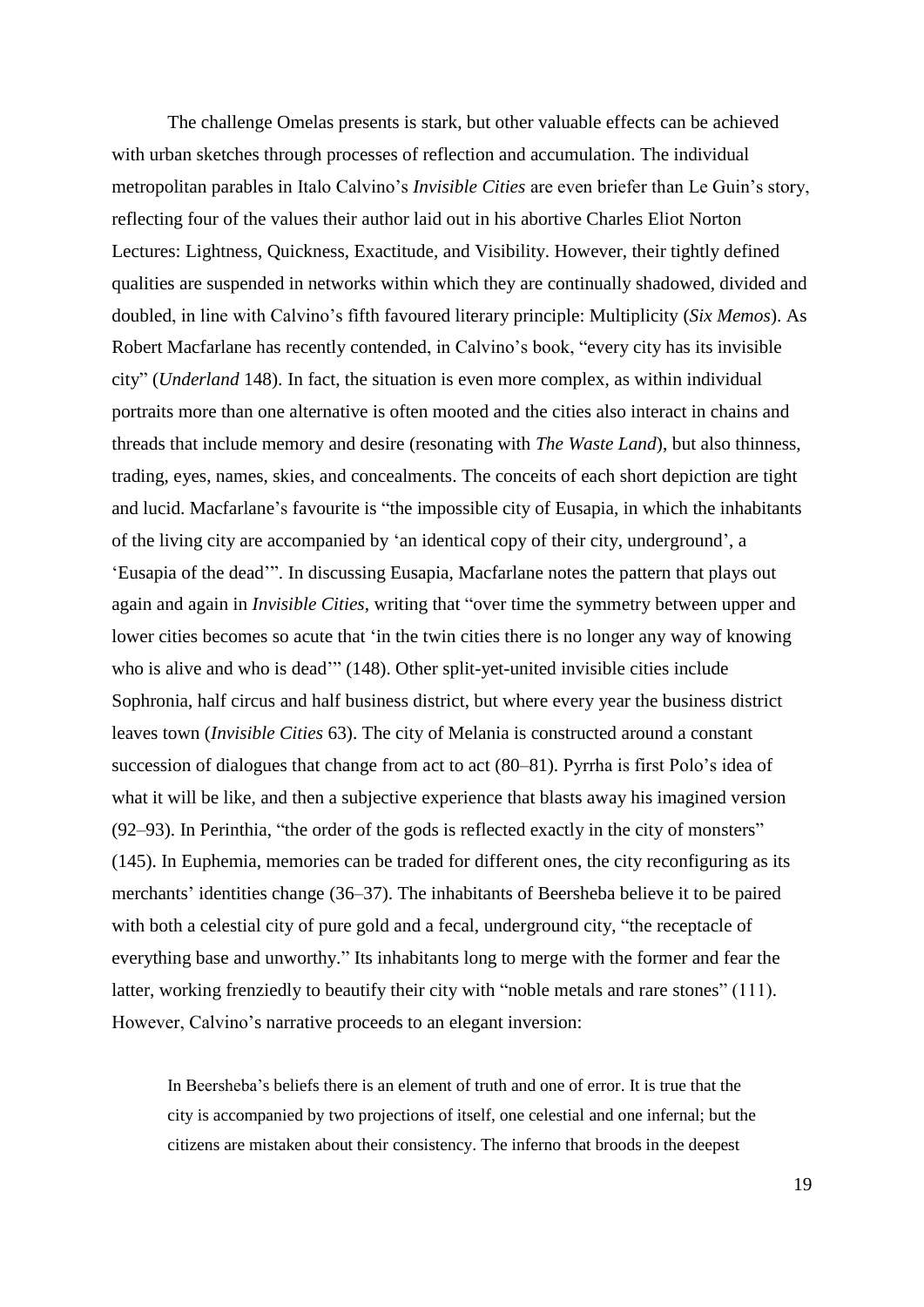The challenge Omelas presents is stark, but other valuable effects can be achieved with urban sketches through processes of reflection and accumulation. The individual metropolitan parables in Italo Calvino's *Invisible Cities* are even briefer than Le Guin's story, reflecting four of the values their author laid out in his abortive Charles Eliot Norton Lectures: Lightness, Quickness, Exactitude, and Visibility. However, their tightly defined qualities are suspended in networks within which they are continually shadowed, divided and doubled, in line with Calvino's fifth favoured literary principle: Multiplicity (*Six Memos*). As Robert Macfarlane has recently contended, in Calvino's book, "every city has its invisible city" (*Underland* 148). In fact, the situation is even more complex, as within individual portraits more than one alternative is often mooted and the cities also interact in chains and threads that include memory and desire (resonating with *The Waste Land*), but also thinness, trading, eyes, names, skies, and concealments. The conceits of each short depiction are tight and lucid. Macfarlane's favourite is "the impossible city of Eusapia, in which the inhabitants of the living city are accompanied by 'an identical copy of their city, underground', a 'Eusapia of the dead'". In discussing Eusapia, Macfarlane notes the pattern that plays out again and again in *Invisible Cities*, writing that "over time the symmetry between upper and lower cities becomes so acute that 'in the twin cities there is no longer any way of knowing who is alive and who is dead'" (148). Other split-yet-united invisible cities include Sophronia, half circus and half business district, but where every year the business district leaves town (*Invisible Cities* 63). The city of Melania is constructed around a constant succession of dialogues that change from act to act (80–81). Pyrrha is first Polo's idea of what it will be like, and then a subjective experience that blasts away his imagined version (92–93). In Perinthia, "the order of the gods is reflected exactly in the city of monsters" (145). In Euphemia, memories can be traded for different ones, the city reconfiguring as its merchants' identities change (36–37). The inhabitants of Beersheba believe it to be paired with both a celestial city of pure gold and a fecal, underground city, "the receptacle of everything base and unworthy." Its inhabitants long to merge with the former and fear the latter, working frenziedly to beautify their city with "noble metals and rare stones" (111). However, Calvino's narrative proceeds to an elegant inversion:

> In Beersheba's beliefs there is an element of truth and one of error. It is true that the city is accompanied by two projections of itself, one celestial and one infernal; but the citizens are mistaken about their consistency. The inferno that broods in the deepest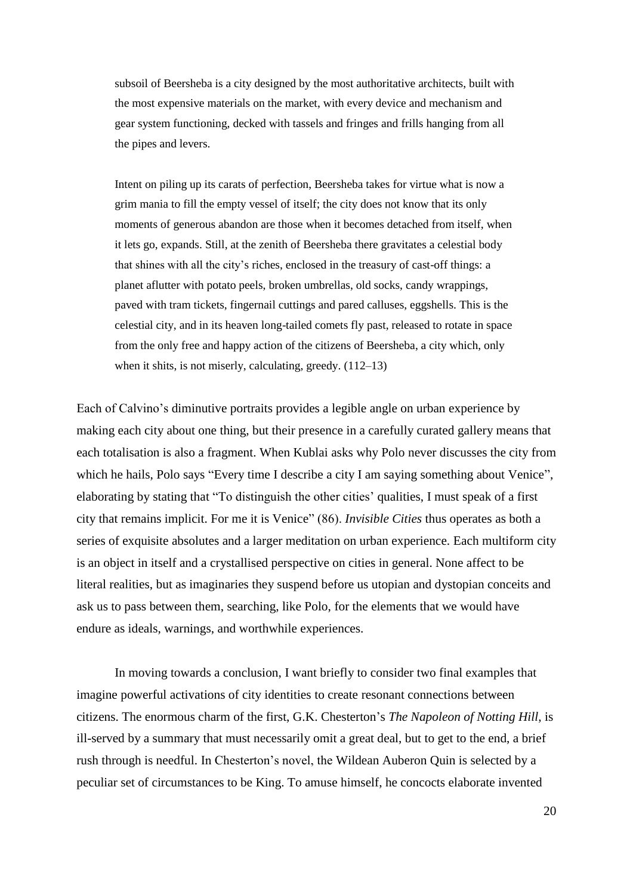> subsoil of Beersheba is a city designed by the most authoritative architects, built with the most expensive materials on the market, with every device and mechanism and gear system functioning, decked with tassels and fringes and frills hanging from all the pipes and levers.
>
> Intent on piling up its carats of perfection, Beersheba takes for virtue what is now a grim mania to fill the empty vessel of itself; the city does not know that its only moments of generous abandon are those when it becomes detached from itself, when it lets go, expands. Still, at the zenith of Beersheba there gravitates a celestial body that shines with all the city's riches, enclosed in the treasury of cast-off things: a planet aflutter with potato peels, broken umbrellas, old socks, candy wrappings, paved with tram tickets, fingernail cuttings and pared calluses, eggshells. This is the celestial city, and in its heaven long-tailed comets fly past, released to rotate in space from the only free and happy action of the citizens of Beersheba, a city which, only when it shits, is not miserly, calculating, greedy. (112–13)

Each of Calvino's diminutive portraits provides a legible angle on urban experience by making each city about one thing, but their presence in a carefully curated gallery means that each totalisation is also a fragment. When Kublai asks why Polo never discusses the city from which he hails, Polo says "Every time I describe a city I am saying something about Venice", elaborating by stating that "To distinguish the other cities' qualities, I must speak of a first city that remains implicit. For me it is Venice" (86). *Invisible Cities* thus operates as both a series of exquisite absolutes and a larger meditation on urban experience. Each multiform city is an object in itself and a crystallised perspective on cities in general. None affect to be literal realities, but as imaginaries they suspend before us utopian and dystopian conceits and ask us to pass between them, searching, like Polo, for the elements that we would have endure as ideals, warnings, and worthwhile experiences.

In moving towards a conclusion, I want briefly to consider two final examples that imagine powerful activations of city identities to create resonant connections between citizens. The enormous charm of the first, G.K. Chesterton's *The Napoleon of Notting Hill*, is ill-served by a summary that must necessarily omit a great deal, but to get to the end, a brief rush through is needful. In Chesterton's novel, the Wildean Auberon Quin is selected by a peculiar set of circumstances to be King. To amuse himself, he concocts elaborate invented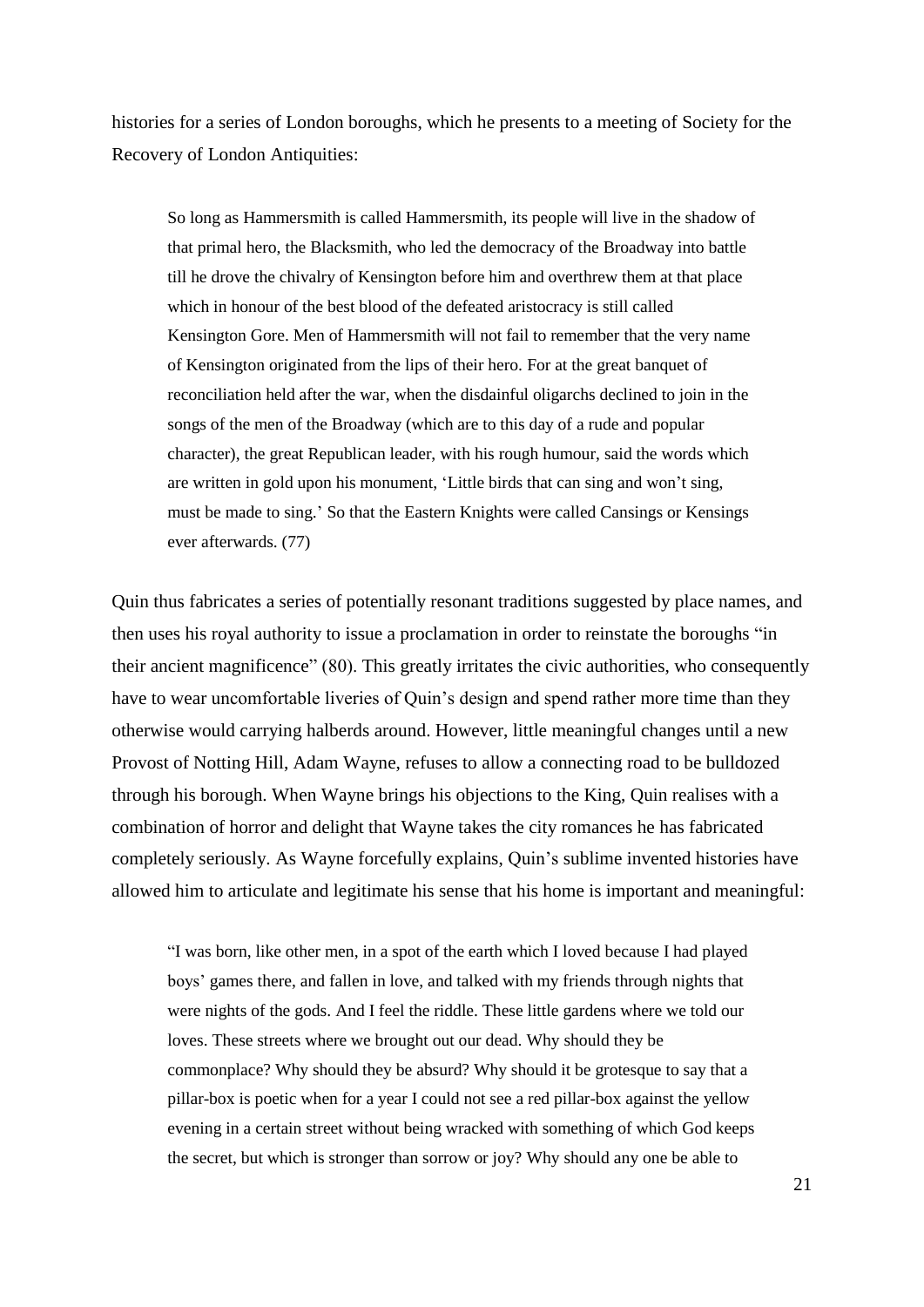histories for a series of London boroughs, which he presents to a meeting of Society for the Recovery of London Antiquities:

> So long as Hammersmith is called Hammersmith, its people will live in the shadow of that primal hero, the Blacksmith, who led the democracy of the Broadway into battle till he drove the chivalry of Kensington before him and overthrew them at that place which in honour of the best blood of the defeated aristocracy is still called Kensington Gore. Men of Hammersmith will not fail to remember that the very name of Kensington originated from the lips of their hero. For at the great banquet of reconciliation held after the war, when the disdainful oligarchs declined to join in the songs of the men of the Broadway (which are to this day of a rude and popular character), the great Republican leader, with his rough humour, said the words which are written in gold upon his monument, 'Little birds that can sing and won't sing, must be made to sing.' So that the Eastern Knights were called Cansings or Kensings ever afterwards. (77)

Quin thus fabricates a series of potentially resonant traditions suggested by place names, and then uses his royal authority to issue a proclamation in order to reinstate the boroughs "in their ancient magnificence" (80). This greatly irritates the civic authorities, who consequently have to wear uncomfortable liveries of Quin's design and spend rather more time than they otherwise would carrying halberds around. However, little meaningful changes until a new Provost of Notting Hill, Adam Wayne, refuses to allow a connecting road to be bulldozed through his borough. When Wayne brings his objections to the King, Quin realises with a combination of horror and delight that Wayne takes the city romances he has fabricated completely seriously. As Wayne forcefully explains, Quin's sublime invented histories have allowed him to articulate and legitimate his sense that his home is important and meaningful:

> "I was born, like other men, in a spot of the earth which I loved because I had played boys' games there, and fallen in love, and talked with my friends through nights that were nights of the gods. And I feel the riddle. These little gardens where we told our loves. These streets where we brought out our dead. Why should they be commonplace? Why should they be absurd? Why should it be grotesque to say that a pillar-box is poetic when for a year I could not see a red pillar-box against the yellow evening in a certain street without being wracked with something of which God keeps the secret, but which is stronger than sorrow or joy? Why should any one be able to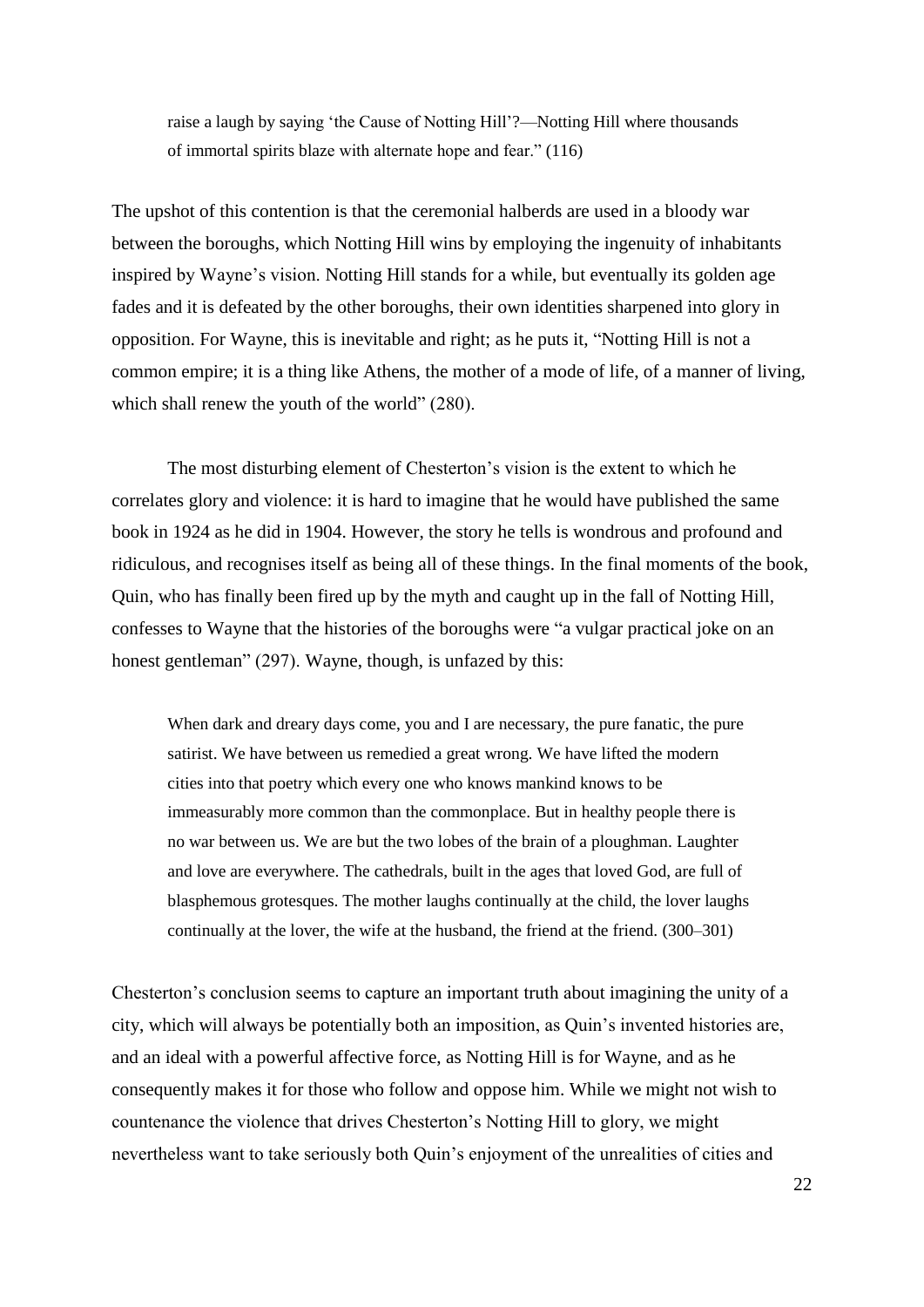> raise a laugh by saying 'the Cause of Notting Hill'?—Notting Hill where thousands of immortal spirits blaze with alternate hope and fear." (116)

The upshot of this contention is that the ceremonial halberds are used in a bloody war between the boroughs, which Notting Hill wins by employing the ingenuity of inhabitants inspired by Wayne's vision. Notting Hill stands for a while, but eventually its golden age fades and it is defeated by the other boroughs, their own identities sharpened into glory in opposition. For Wayne, this is inevitable and right; as he puts it, "Notting Hill is not a common empire; it is a thing like Athens, the mother of a mode of life, of a manner of living, which shall renew the youth of the world" (280).

The most disturbing element of Chesterton's vision is the extent to which he correlates glory and violence: it is hard to imagine that he would have published the same book in 1924 as he did in 1904. However, the story he tells is wondrous and profound and ridiculous, and recognises itself as being all of these things. In the final moments of the book, Quin, who has finally been fired up by the myth and caught up in the fall of Notting Hill, confesses to Wayne that the histories of the boroughs were "a vulgar practical joke on an honest gentleman" (297). Wayne, though, is unfazed by this:

> When dark and dreary days come, you and I are necessary, the pure fanatic, the pure satirist. We have between us remedied a great wrong. We have lifted the modern cities into that poetry which every one who knows mankind knows to be immeasurably more common than the commonplace. But in healthy people there is no war between us. We are but the two lobes of the brain of a ploughman. Laughter and love are everywhere. The cathedrals, built in the ages that loved God, are full of blasphemous grotesques. The mother laughs continually at the child, the lover laughs continually at the lover, the wife at the husband, the friend at the friend. (300–301)

Chesterton's conclusion seems to capture an important truth about imagining the unity of a city, which will always be potentially both an imposition, as Quin's invented histories are, and an ideal with a powerful affective force, as Notting Hill is for Wayne, and as he consequently makes it for those who follow and oppose him. While we might not wish to countenance the violence that drives Chesterton's Notting Hill to glory, we might nevertheless want to take seriously both Quin's enjoyment of the unrealities of cities and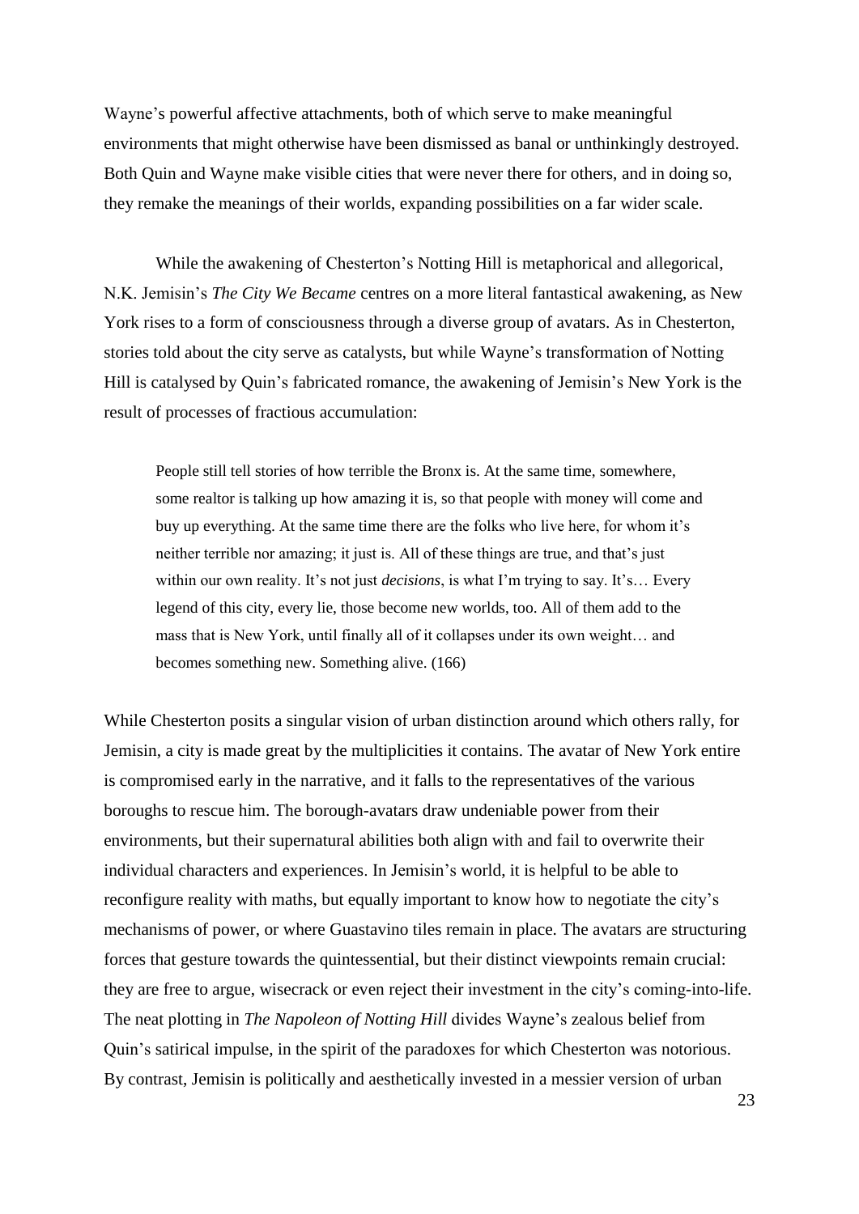Wayne's powerful affective attachments, both of which serve to make meaningful environments that might otherwise have been dismissed as banal or unthinkingly destroyed. Both Quin and Wayne make visible cities that were never there for others, and in doing so, they remake the meanings of their worlds, expanding possibilities on a far wider scale.

While the awakening of Chesterton's Notting Hill is metaphorical and allegorical, N.K. Jemisin's *The City We Became* centres on a more literal fantastical awakening, as New York rises to a form of consciousness through a diverse group of avatars. As in Chesterton, stories told about the city serve as catalysts, but while Wayne's transformation of Notting Hill is catalysed by Quin's fabricated romance, the awakening of Jemisin's New York is the result of processes of fractious accumulation:

> People still tell stories of how terrible the Bronx is. At the same time, somewhere, some realtor is talking up how amazing it is, so that people with money will come and buy up everything. At the same time there are the folks who live here, for whom it's neither terrible nor amazing; it just is. All of these things are true, and that's just within our own reality. It's not just *decisions*, is what I'm trying to say. It's… Every legend of this city, every lie, those become new worlds, too. All of them add to the mass that is New York, until finally all of it collapses under its own weight… and becomes something new. Something alive. (166)

While Chesterton posits a singular vision of urban distinction around which others rally, for Jemisin, a city is made great by the multiplicities it contains. The avatar of New York entire is compromised early in the narrative, and it falls to the representatives of the various boroughs to rescue him. The borough-avatars draw undeniable power from their environments, but their supernatural abilities both align with and fail to overwrite their individual characters and experiences. In Jemisin's world, it is helpful to be able to reconfigure reality with maths, but equally important to know how to negotiate the city's mechanisms of power, or where Guastavino tiles remain in place. The avatars are structuring forces that gesture towards the quintessential, but their distinct viewpoints remain crucial: they are free to argue, wisecrack or even reject their investment in the city's coming-into-life. The neat plotting in *The Napoleon of Notting Hill* divides Wayne's zealous belief from Quin's satirical impulse, in the spirit of the paradoxes for which Chesterton was notorious. By contrast, Jemisin is politically and aesthetically invested in a messier version of urban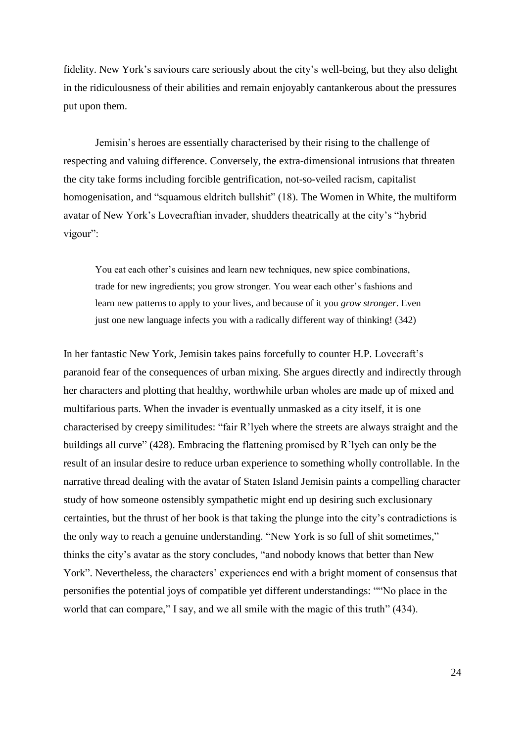fidelity. New York's saviours care seriously about the city's well-being, but they also delight in the ridiculousness of their abilities and remain enjoyably cantankerous about the pressures put upon them.

Jemisin's heroes are essentially characterised by their rising to the challenge of respecting and valuing difference. Conversely, the extra-dimensional intrusions that threaten the city take forms including forcible gentrification, not-so-veiled racism, capitalist homogenisation, and "squamous eldritch bullshit" (18). The Women in White, the multiform avatar of New York's Lovecraftian invader, shudders theatrically at the city's "hybrid vigour":

> You eat each other's cuisines and learn new techniques, new spice combinations, trade for new ingredients; you grow stronger. You wear each other's fashions and learn new patterns to apply to your lives, and because of it you *grow stronger*. Even just one new language infects you with a radically different way of thinking! (342)

In her fantastic New York, Jemisin takes pains forcefully to counter H.P. Lovecraft's paranoid fear of the consequences of urban mixing. She argues directly and indirectly through her characters and plotting that healthy, worthwhile urban wholes are made up of mixed and multifarious parts. When the invader is eventually unmasked as a city itself, it is one characterised by creepy similitudes: "fair R'lyeh where the streets are always straight and the buildings all curve" (428). Embracing the flattening promised by R'lyeh can only be the result of an insular desire to reduce urban experience to something wholly controllable. In the narrative thread dealing with the avatar of Staten Island Jemisin paints a compelling character study of how someone ostensibly sympathetic might end up desiring such exclusionary certainties, but the thrust of her book is that taking the plunge into the city's contradictions is the only way to reach a genuine understanding. "New York is so full of shit sometimes," thinks the city's avatar as the story concludes, "and nobody knows that better than New York". Nevertheless, the characters' experiences end with a bright moment of consensus that personifies the potential joys of compatible yet different understandings: ""No place in the world that can compare," I say, and we all smile with the magic of this truth" (434).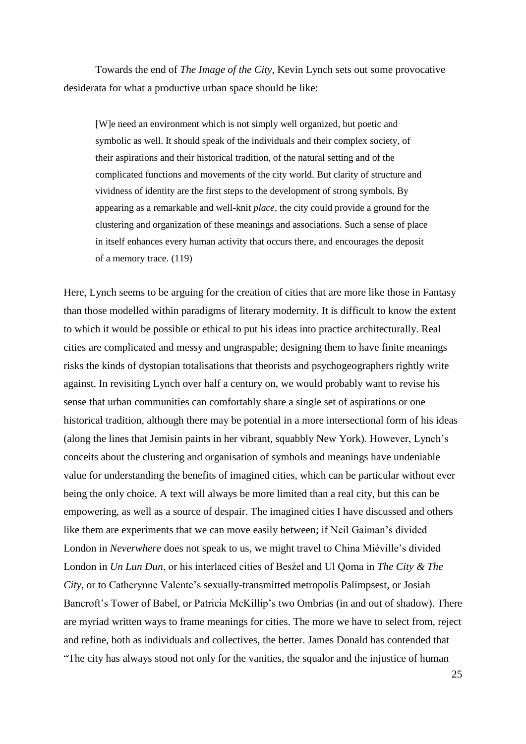Towards the end of *The Image of the City*, Kevin Lynch sets out some provocative desiderata for what a productive urban space should be like:

> [W]e need an environment which is not simply well organized, but poetic and symbolic as well. It should speak of the individuals and their complex society, of their aspirations and their historical tradition, of the natural setting and of the complicated functions and movements of the city world. But clarity of structure and vividness of identity are the first steps to the development of strong symbols. By appearing as a remarkable and well-knit *place*, the city could provide a ground for the clustering and organization of these meanings and associations. Such a sense of place in itself enhances every human activity that occurs there, and encourages the deposit of a memory trace. (119)

Here, Lynch seems to be arguing for the creation of cities that are more like those in Fantasy than those modelled within paradigms of literary modernity. It is difficult to know the extent to which it would be possible or ethical to put his ideas into practice architecturally. Real cities are complicated and messy and ungraspable; designing them to have finite meanings risks the kinds of dystopian totalisations that theorists and psychogeographers rightly write against. In revisiting Lynch over half a century on, we would probably want to revise his sense that urban communities can comfortably share a single set of aspirations or one historical tradition, although there may be potential in a more intersectional form of his ideas (along the lines that Jemisin paints in her vibrant, squabbly New York). However, Lynch's conceits about the clustering and organisation of symbols and meanings have undeniable value for understanding the benefits of imagined cities, which can be particular without ever being the only choice. A text will always be more limited than a real city, but this can be empowering, as well as a source of despair. The imagined cities I have discussed and others like them are experiments that we can move easily between; if Neil Gaiman's divided London in *Neverwhere* does not speak to us, we might travel to China Miéville's divided London in *Un Lun Dun*, or his interlaced cities of Besźel and Ul Qoma in *The City & The City*, or to Catherynne Valente's sexually-transmitted metropolis Palimpsest, or Josiah Bancroft's Tower of Babel, or Patricia McKillip's two Ombrias (in and out of shadow). There are myriad written ways to frame meanings for cities. The more we have to select from, reject and refine, both as individuals and collectives, the better. James Donald has contended that "The city has always stood not only for the vanities, the squalor and the injustice of human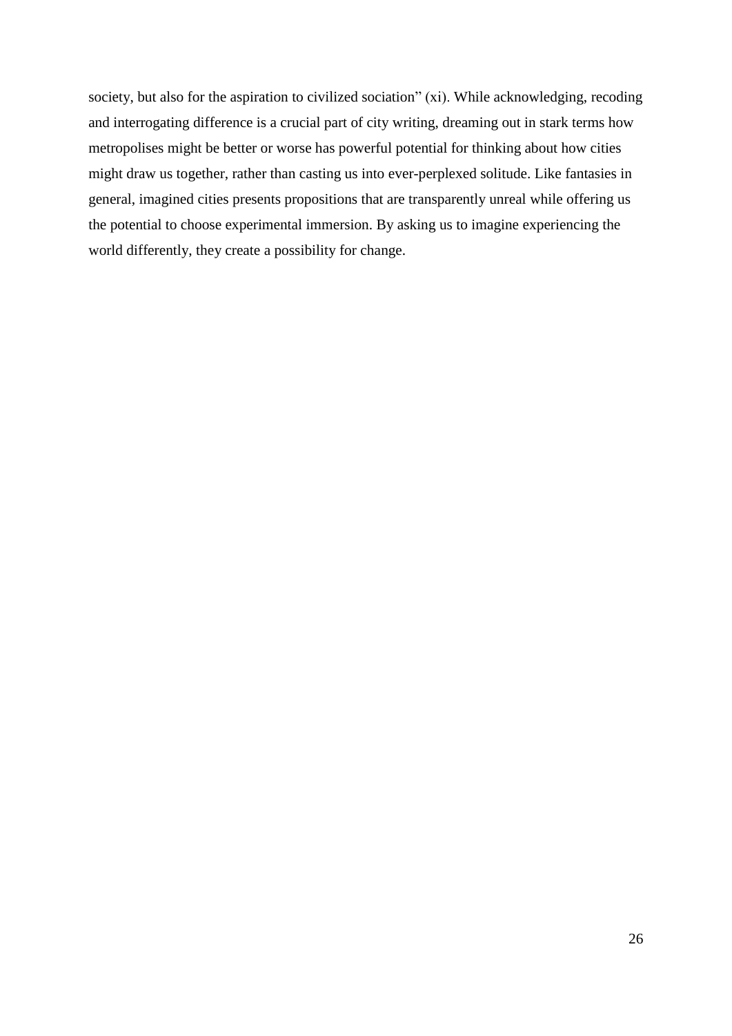society, but also for the aspiration to civilized sociation" (xi). While acknowledging, recoding and interrogating difference is a crucial part of city writing, dreaming out in stark terms how metropolises might be better or worse has powerful potential for thinking about how cities might draw us together, rather than casting us into ever-perplexed solitude. Like fantasies in general, imagined cities presents propositions that are transparently unreal while offering us the potential to choose experimental immersion. By asking us to imagine experiencing the world differently, they create a possibility for change.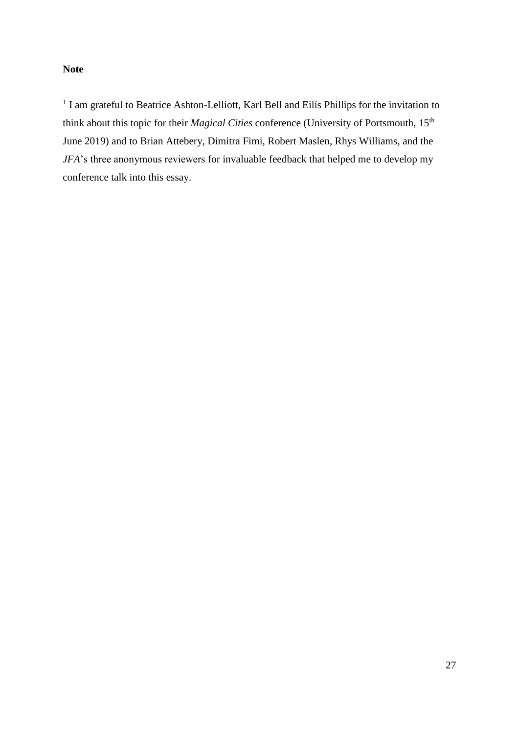**Note**

[1] I am grateful to Beatrice Ashton-Lelliott, Karl Bell and Eilís Phillips for the invitation to think about this topic for their *Magical Cities* conference (University of Portsmouth, 15th June 2019) and to Brian Attebery, Dimitra Fimi, Robert Maslen, Rhys Williams, and the *JFA*'s three anonymous reviewers for invaluable feedback that helped me to develop my conference talk into this essay.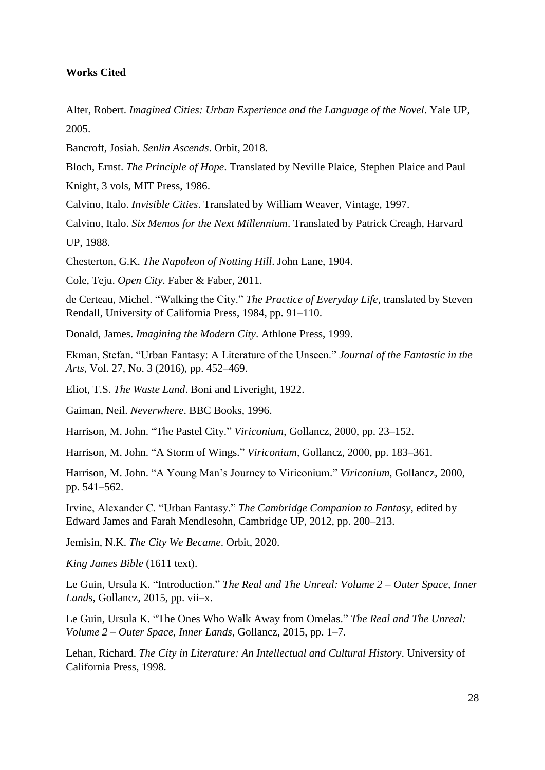**Works Cited**

Alter, Robert. *Imagined Cities: Urban Experience and the Language of the Novel*. Yale UP, 2005.

Bancroft, Josiah. *Senlin Ascends*. Orbit, 2018.

Bloch, Ernst. *The Principle of Hope*. Translated by Neville Plaice, Stephen Plaice and Paul Knight, 3 vols, MIT Press, 1986.

Calvino, Italo. *Invisible Cities*. Translated by William Weaver, Vintage, 1997.

Calvino, Italo. *Six Memos for the Next Millennium*. Translated by Patrick Creagh, Harvard UP, 1988.

Chesterton, G.K. *The Napoleon of Notting Hill*. John Lane, 1904.

Cole, Teju. *Open City*. Faber & Faber, 2011.

de Certeau, Michel. "Walking the City." *The Practice of Everyday Life*, translated by Steven Rendall, University of California Press, 1984, pp. 91–110.

Donald, James. *Imagining the Modern City*. Athlone Press, 1999.

Ekman, Stefan. "Urban Fantasy: A Literature of the Unseen." *Journal of the Fantastic in the Arts*, Vol. 27, No. 3 (2016), pp. 452–469.

Eliot, T.S. *The Waste Land*. Boni and Liveright, 1922.

Gaiman, Neil. *Neverwhere*. BBC Books, 1996.

Harrison, M. John. "The Pastel City." *Viriconium*, Gollancz, 2000, pp. 23–152.

Harrison, M. John. "A Storm of Wings." *Viriconium*, Gollancz, 2000, pp. 183–361.

Harrison, M. John. "A Young Man's Journey to Viriconium." *Viriconium*, Gollancz, 2000, pp. 541–562.

Irvine, Alexander C. "Urban Fantasy." *The Cambridge Companion to Fantasy*, edited by Edward James and Farah Mendlesohn, Cambridge UP, 2012, pp. 200–213.

Jemisin, N.K. *The City We Became*. Orbit, 2020.

*King James Bible* (1611 text).

Le Guin, Ursula K. "Introduction." *The Real and The Unreal: Volume 2 – Outer Space, Inner Lands*, Gollancz, 2015, pp. vii–x.

Le Guin, Ursula K. "The Ones Who Walk Away from Omelas." *The Real and The Unreal: Volume 2 – Outer Space, Inner Lands*, Gollancz, 2015, pp. 1–7.

Lehan, Richard. *The City in Literature: An Intellectual and Cultural History*. University of California Press, 1998.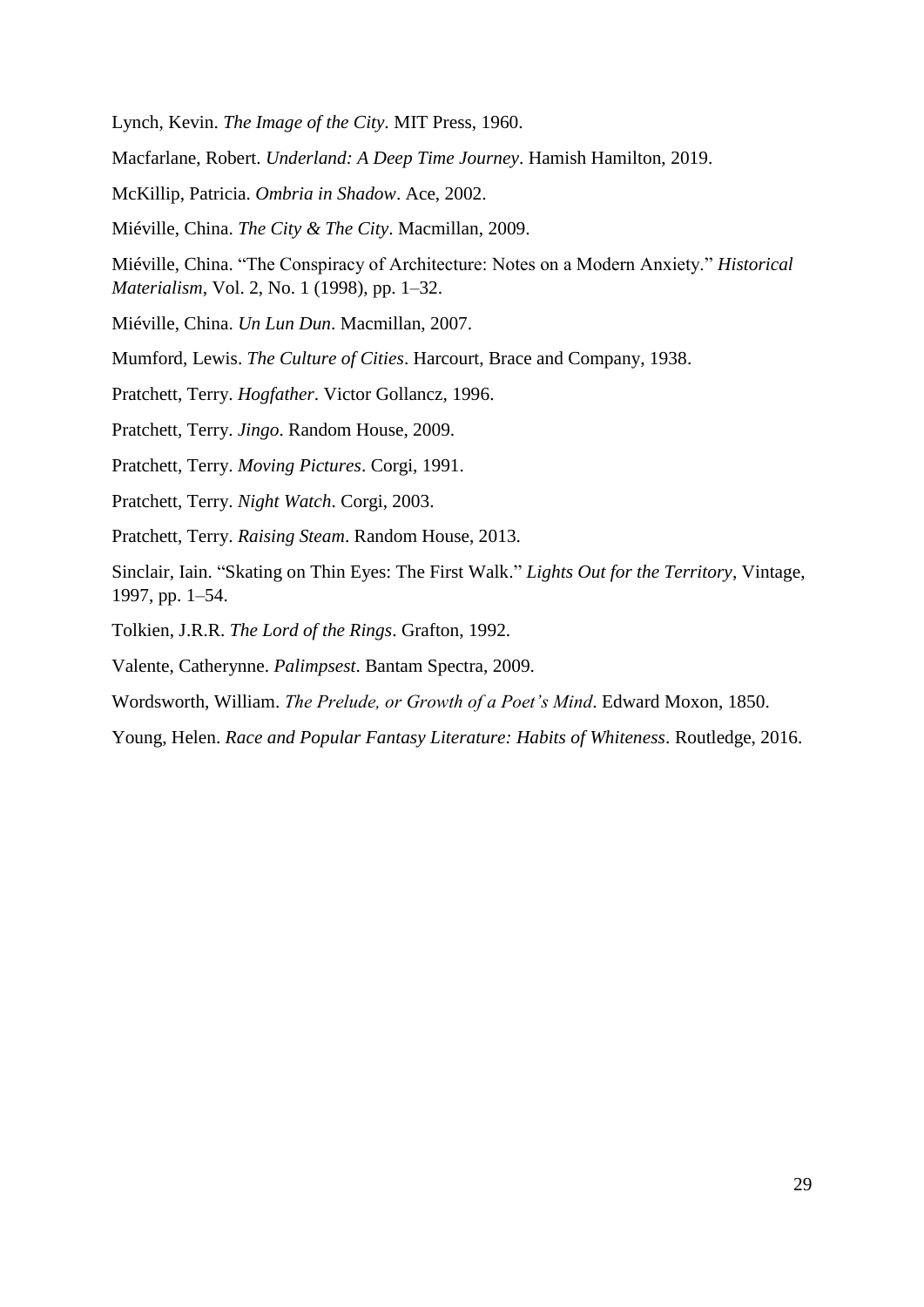Lynch, Kevin. *The Image of the City*. MIT Press, 1960.

Macfarlane, Robert. *Underland: A Deep Time Journey*. Hamish Hamilton, 2019.

McKillip, Patricia. *Ombria in Shadow*. Ace, 2002.

Miéville, China. *The City & The City*. Macmillan, 2009.

Miéville, China. "The Conspiracy of Architecture: Notes on a Modern Anxiety." *Historical Materialism*, Vol. 2, No. 1 (1998), pp. 1–32.

Miéville, China. *Un Lun Dun*. Macmillan, 2007.

Mumford, Lewis. *The Culture of Cities*. Harcourt, Brace and Company, 1938.

Pratchett, Terry. *Hogfather*. Victor Gollancz, 1996.

Pratchett, Terry. *Jingo*. Random House, 2009.

Pratchett, Terry. *Moving Pictures*. Corgi, 1991.

Pratchett, Terry. *Night Watch*. Corgi, 2003.

Pratchett, Terry. *Raising Steam*. Random House, 2013.

Sinclair, Iain. "Skating on Thin Eyes: The First Walk." *Lights Out for the Territory*, Vintage, 1997, pp. 1–54.

Tolkien, J.R.R. *The Lord of the Rings*. Grafton, 1992.

Valente, Catherynne. *Palimpsest*. Bantam Spectra, 2009.

Wordsworth, William. *The Prelude, or Growth of a Poet's Mind*. Edward Moxon, 1850.

Young, Helen. *Race and Popular Fantasy Literature: Habits of Whiteness*. Routledge, 2016.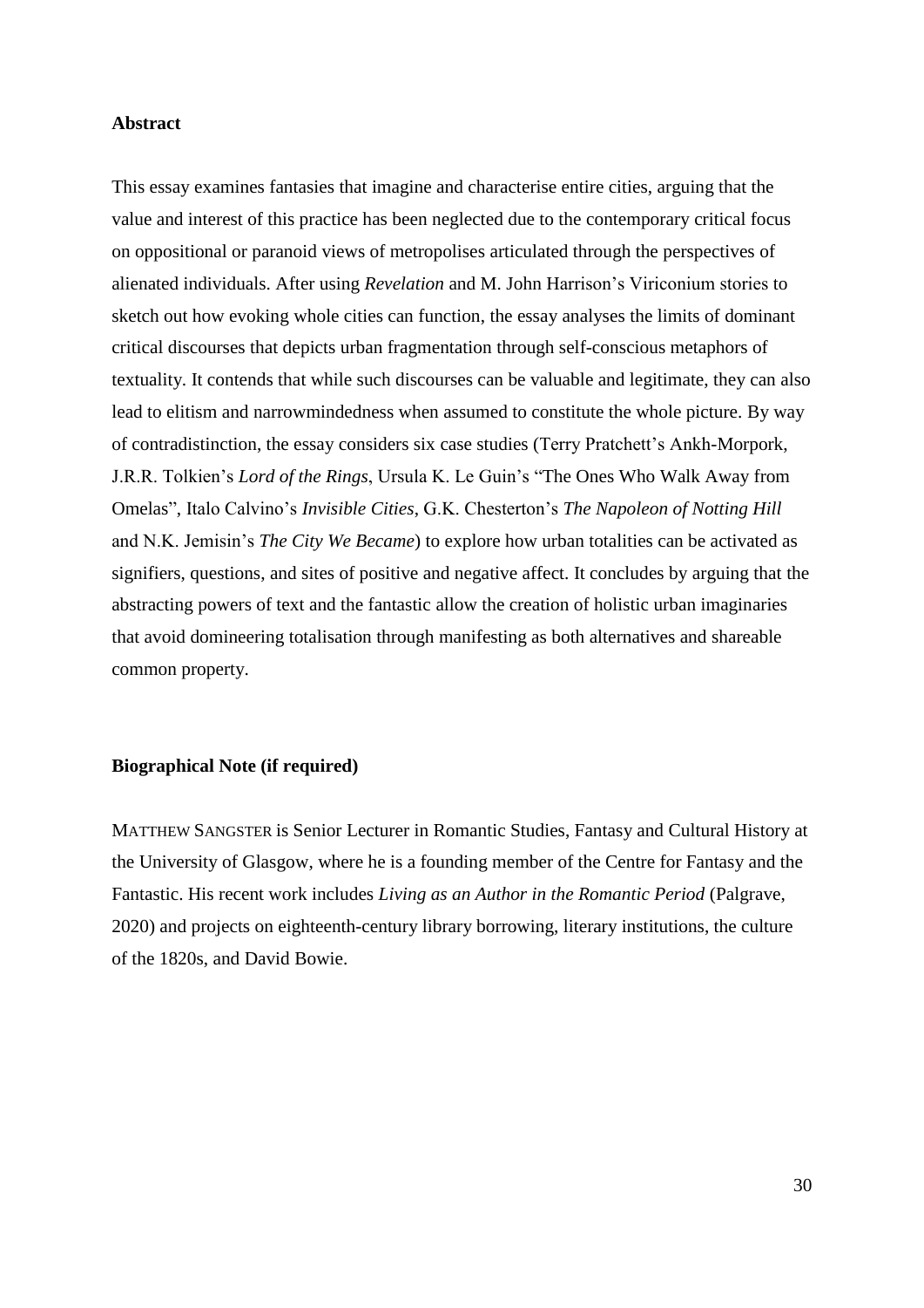**Abstract**

This essay examines fantasies that imagine and characterise entire cities, arguing that the value and interest of this practice has been neglected due to the contemporary critical focus on oppositional or paranoid views of metropolises articulated through the perspectives of alienated individuals. After using *Revelation* and M. John Harrison's Viriconium stories to sketch out how evoking whole cities can function, the essay analyses the limits of dominant critical discourses that depicts urban fragmentation through self-conscious metaphors of textuality. It contends that while such discourses can be valuable and legitimate, they can also lead to elitism and narrowmindedness when assumed to constitute the whole picture. By way of contradistinction, the essay considers six case studies (Terry Pratchett's Ankh-Morpork, J.R.R. Tolkien's *Lord of the Rings*, Ursula K. Le Guin's "The Ones Who Walk Away from Omelas", Italo Calvino's *Invisible Cities*, G.K. Chesterton's *The Napoleon of Notting Hill* and N.K. Jemisin's *The City We Became*) to explore how urban totalities can be activated as signifiers, questions, and sites of positive and negative affect. It concludes by arguing that the abstracting powers of text and the fantastic allow the creation of holistic urban imaginaries that avoid domineering totalisation through manifesting as both alternatives and shareable common property.

**Biographical Note (if required)**

MATTHEW SANGSTER is Senior Lecturer in Romantic Studies, Fantasy and Cultural History at the University of Glasgow, where he is a founding member of the Centre for Fantasy and the Fantastic. His recent work includes *Living as an Author in the Romantic Period* (Palgrave, 2020) and projects on eighteenth-century library borrowing, literary institutions, the culture of the 1820s, and David Bowie.